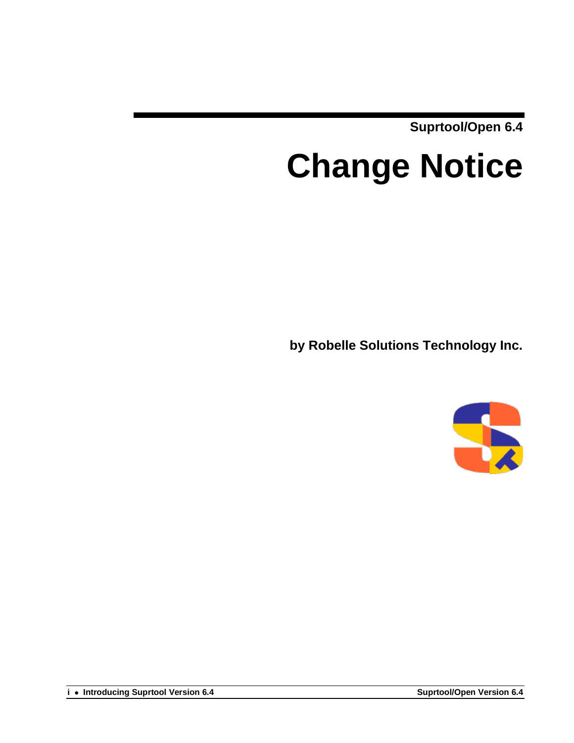Suprtool/Open 6.4

# Change Notice

**by Robelle Solutions Technology Inc.**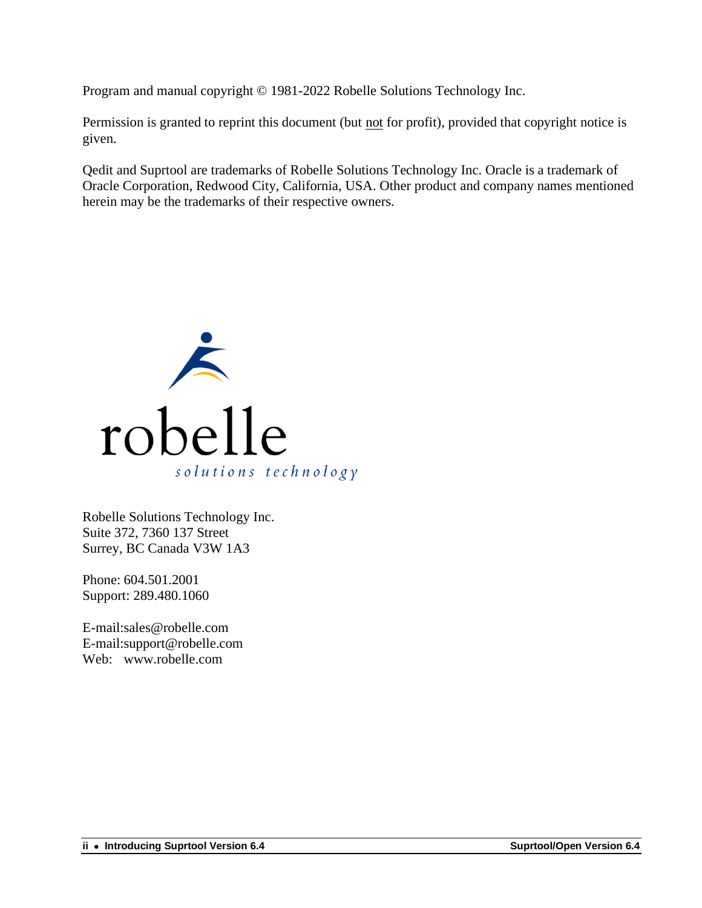Program and manual copyright © 1981-2022 Robelle Solutions Technology Inc.

Permission is granted to reprint this document (but not for profit), provided that copyright notice is given.

Qedit and Suprtool are trademarks of Robelle Solutions Technology Inc. Oracle is a trademark of Oracle Corporation, Redwood City, California, USA. Other product and company names mentioned herein may be the trademarks of their respective owners.

Robelle Solutions Technology Inc.
Suite 372, 7360 137 Street
Surrey, BC Canada V3W 1A3

Phone: 604.501.2001
Support: 289.480.1060

E-mail:sales@robelle.com
E-mail:support@robelle.com
Web: www.robelle.com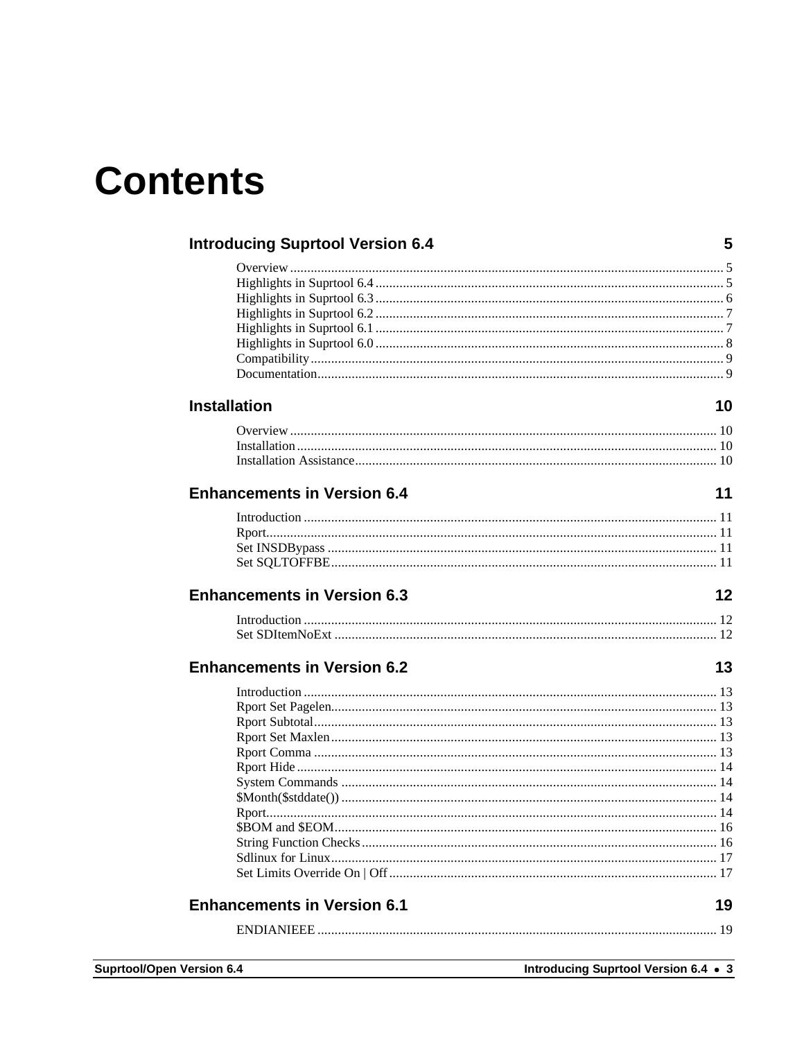# Contents

## Introducing Suprtool Version 6.4 — 5

- Overview ... 5
- Highlights in Suprtool 6.4 ... 5
- Highlights in Suprtool 6.3 ... 6
- Highlights in Suprtool 6.2 ... 7
- Highlights in Suprtool 6.1 ... 7
- Highlights in Suprtool 6.0 ... 8
- Compatibility ... 9
- Documentation ... 9

## Installation — 10

- Overview ... 10
- Installation ... 10
- Installation Assistance ... 10

## Enhancements in Version 6.4 — 11

- Introduction ... 11
- Rport ... 11
- Set INSDBypass ... 11
- Set SQLTOFFBE ... 11

## Enhancements in Version 6.3 — 12

- Introduction ... 12
- Set SDItemNoExt ... 12

## Enhancements in Version 6.2 — 13

- Introduction ... 13
- Rport Set Pagelen ... 13
- Rport Subtotal ... 13
- Rport Set Maxlen ... 13
- Rport Comma ... 13
- Rport Hide ... 14
- System Commands ... 14
- $Month($stddate()) ... 14
- Rport ... 14
- $BOM and $EOM ... 16
- String Function Checks ... 16
- Sdlinux for Linux ... 17
- Set Limits Override On | Off ... 17

## Enhancements in Version 6.1 — 19

- ENDIANIEEE ... 19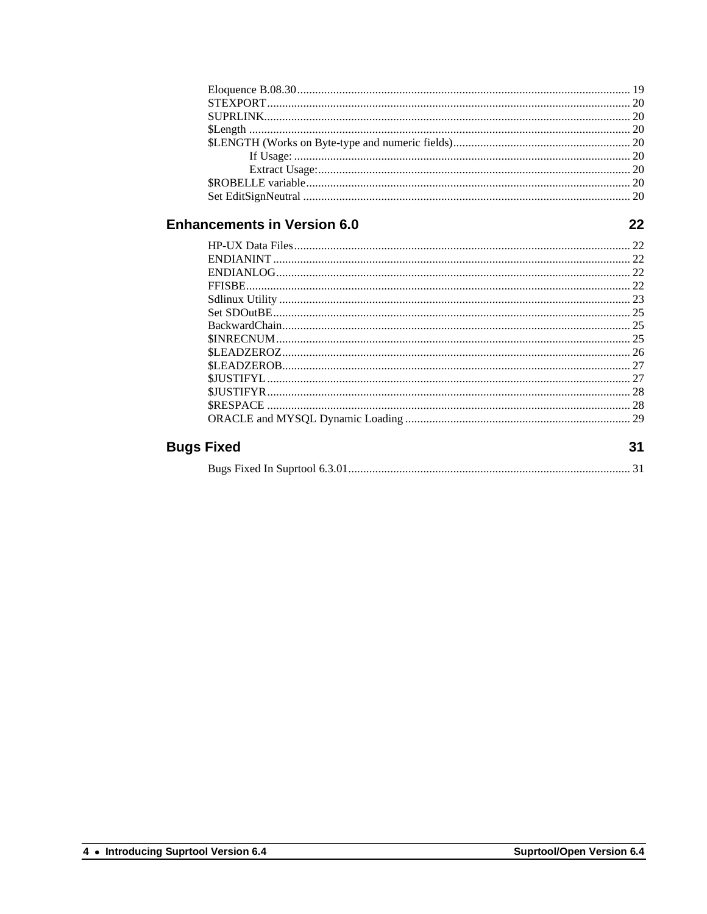Eloquence B.08.30 .......... 19
STEXPORT .......... 20
SUPRLINK .......... 20
$Length .......... 20
$LENGTH (Works on Byte-type and numeric fields) .......... 20
    If Usage: .......... 20
    Extract Usage: .......... 20
$ROBELLE variable .......... 20
Set EditSignNeutral .......... 20

## Enhancements in Version 6.0 — 22

HP-UX Data Files .......... 22
ENDIANINT .......... 22
ENDIANLOG .......... 22
FFISBE .......... 22
Sdlinux Utility .......... 23
Set SDOutBE .......... 25
BackwardChain .......... 25
$INRECNUM .......... 25
$LEADZEROZ .......... 26
$LEADZEROB .......... 27
$JUSTIFYL .......... 27
$JUSTIFYR .......... 28
$RESPACE .......... 28
ORACLE and MYSQL Dynamic Loading .......... 29

## Bugs Fixed — 31

Bugs Fixed In Suprtool 6.3.01 .......... 31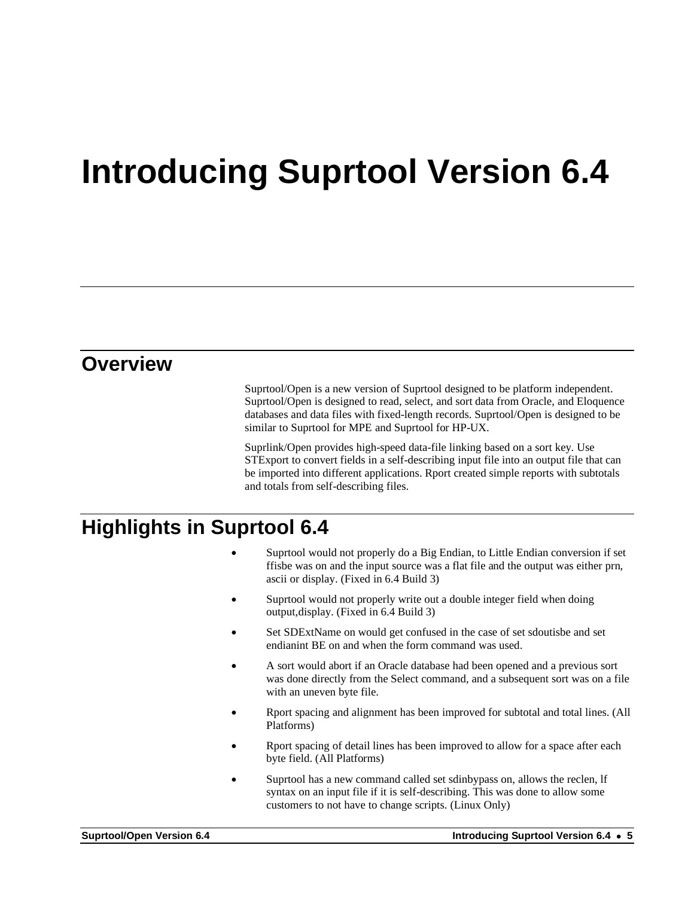# Introducing Suprtool Version 6.4

## Overview

Suprtool/Open is a new version of Suprtool designed to be platform independent. Suprtool/Open is designed to read, select, and sort data from Oracle, and Eloquence databases and data files with fixed-length records. Suprtool/Open is designed to be similar to Suprtool for MPE and Suprtool for HP-UX.

Suprlink/Open provides high-speed data-file linking based on a sort key. Use STExport to convert fields in a self-describing input file into an output file that can be imported into different applications. Rport created simple reports with subtotals and totals from self-describing files.

## Highlights in Suprtool 6.4

- Suprtool would not properly do a Big Endian, to Little Endian conversion if set ffisbe was on and the input source was a flat file and the output was either prn, ascii or display. (Fixed in 6.4 Build 3)
- Suprtool would not properly write out a double integer field when doing output,display. (Fixed in 6.4 Build 3)
- Set SDExtName on would get confused in the case of set sdoutisbe and set endianint BE on and when the form command was used.
- A sort would abort if an Oracle database had been opened and a previous sort was done directly from the Select command, and a subsequent sort was on a file with an uneven byte file.
- Rport spacing and alignment has been improved for subtotal and total lines. (All Platforms)
- Rport spacing of detail lines has been improved to allow for a space after each byte field. (All Platforms)
- Suprtool has a new command called set sdinbypass on, allows the reclen, lf syntax on an input file if it is self-describing. This was done to allow some customers to not have to change scripts. (Linux Only)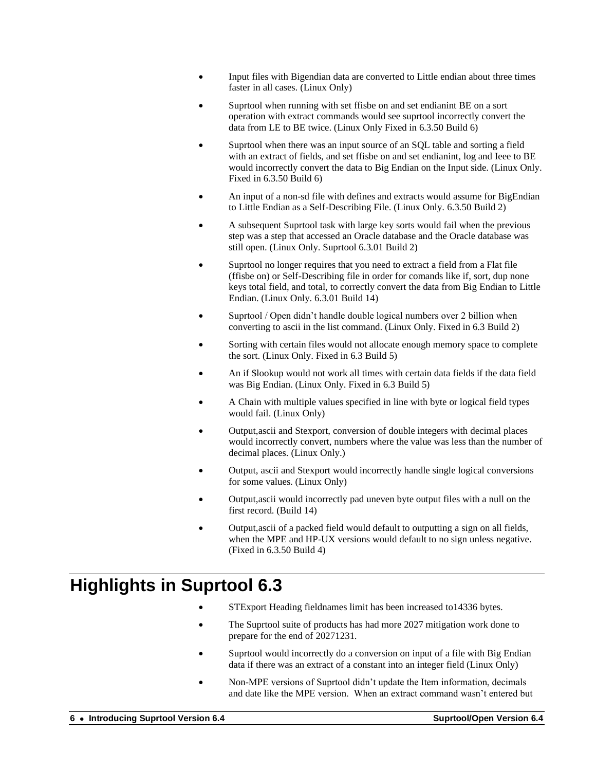- Input files with Bigendian data are converted to Little endian about three times faster in all cases. (Linux Only)
- Suprtool when running with set ffisbe on and set endianint BE on a sort operation with extract commands would see suprtool incorrectly convert the data from LE to BE twice. (Linux Only Fixed in 6.3.50 Build 6)
- Suprtool when there was an input source of an SQL table and sorting a field with an extract of fields, and set ffisbe on and set endianint, log and Ieee to BE would incorrectly convert the data to Big Endian on the Input side. (Linux Only. Fixed in 6.3.50 Build 6)
- An input of a non-sd file with defines and extracts would assume for BigEndian to Little Endian as a Self-Describing File. (Linux Only. 6.3.50 Build 2)
- A subsequent Suprtool task with large key sorts would fail when the previous step was a step that accessed an Oracle database and the Oracle database was still open. (Linux Only. Suprtool 6.3.01 Build 2)
- Suprtool no longer requires that you need to extract a field from a Flat file (ffisbe on) or Self-Describing file in order for comands like if, sort, dup none keys total field, and total, to correctly convert the data from Big Endian to Little Endian. (Linux Only. 6.3.01 Build 14)
- Suprtool / Open didn't handle double logical numbers over 2 billion when converting to ascii in the list command. (Linux Only. Fixed in 6.3 Build 2)
- Sorting with certain files would not allocate enough memory space to complete the sort. (Linux Only. Fixed in 6.3 Build 5)
- An if $lookup would not work all times with certain data fields if the data field was Big Endian. (Linux Only. Fixed in 6.3 Build 5)
- A Chain with multiple values specified in line with byte or logical field types would fail. (Linux Only)
- Output,ascii and Stexport, conversion of double integers with decimal places would incorrectly convert, numbers where the value was less than the number of decimal places. (Linux Only.)
- Output, ascii and Stexport would incorrectly handle single logical conversions for some values. (Linux Only)
- Output,ascii would incorrectly pad uneven byte output files with a null on the first record. (Build 14)
- Output,ascii of a packed field would default to outputting a sign on all fields, when the MPE and HP-UX versions would default to no sign unless negative. (Fixed in 6.3.50 Build 4)

# Highlights in Suprtool 6.3

- STExport Heading fieldnames limit has been increased to14336 bytes.
- The Suprtool suite of products has had more 2027 mitigation work done to prepare for the end of 20271231.
- Suprtool would incorrectly do a conversion on input of a file with Big Endian data if there was an extract of a constant into an integer field (Linux Only)
- Non-MPE versions of Suprtool didn't update the Item information, decimals and date like the MPE version. When an extract command wasn't entered but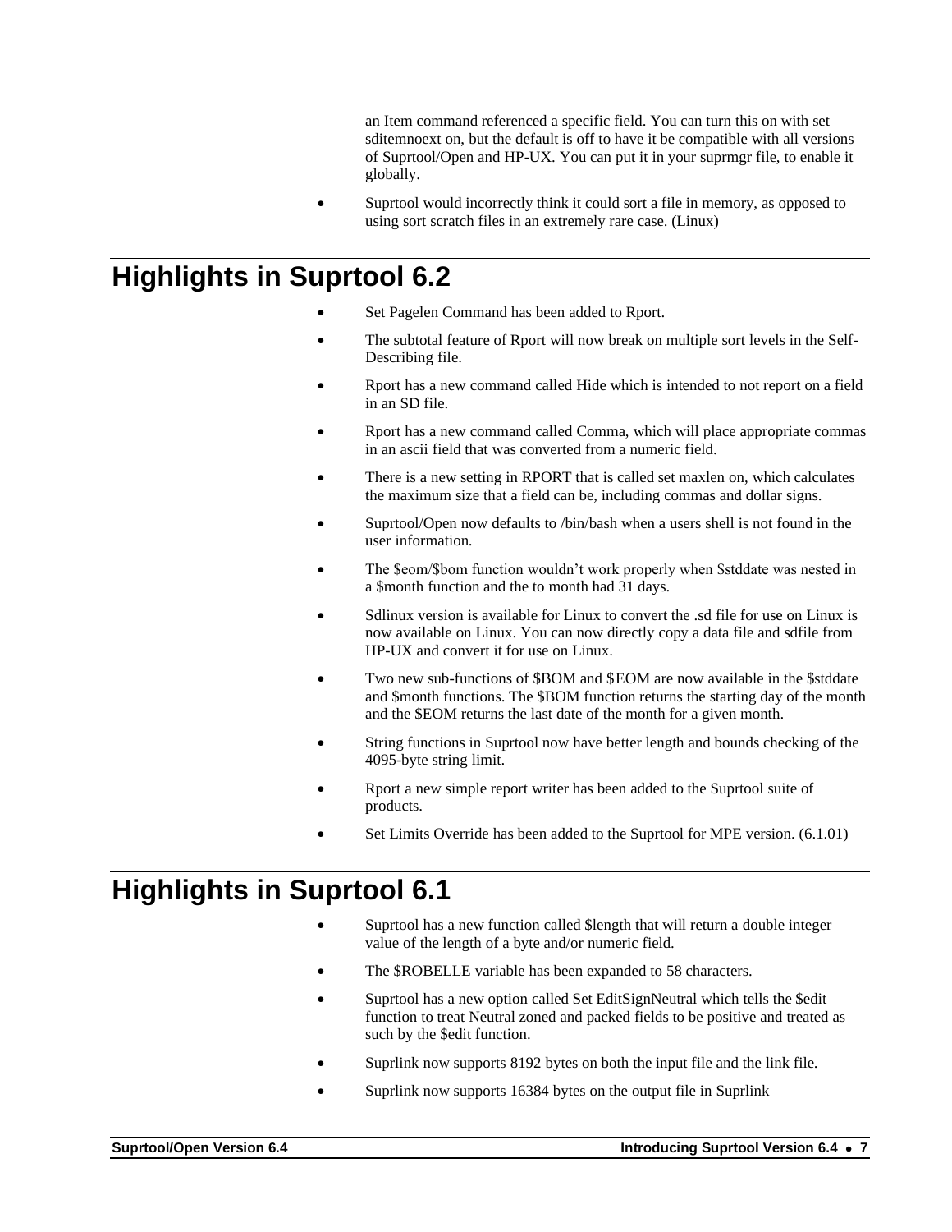an Item command referenced a specific field. You can turn this on with set sditemnoext on, but the default is off to have it be compatible with all versions of Suprtool/Open and HP-UX. You can put it in your suprmgr file, to enable it globally.

- Suprtool would incorrectly think it could sort a file in memory, as opposed to using sort scratch files in an extremely rare case. (Linux)

# Highlights in Suprtool 6.2

- Set Pagelen Command has been added to Rport.
- The subtotal feature of Rport will now break on multiple sort levels in the Self-Describing file.
- Rport has a new command called Hide which is intended to not report on a field in an SD file.
- Rport has a new command called Comma, which will place appropriate commas in an ascii field that was converted from a numeric field.
- There is a new setting in RPORT that is called set maxlen on, which calculates the maximum size that a field can be, including commas and dollar signs.
- Suprtool/Open now defaults to /bin/bash when a users shell is not found in the user information.
- The $eom/$bom function wouldn't work properly when $stddate was nested in a $month function and the to month had 31 days.
- Sdlinux version is available for Linux to convert the .sd file for use on Linux is now available on Linux. You can now directly copy a data file and sdfile from HP-UX and convert it for use on Linux.
- Two new sub-functions of $BOM and $EOM are now available in the $stddate and $month functions. The $BOM function returns the starting day of the month and the $EOM returns the last date of the month for a given month.
- String functions in Suprtool now have better length and bounds checking of the 4095-byte string limit.
- Rport a new simple report writer has been added to the Suprtool suite of products.
- Set Limits Override has been added to the Suprtool for MPE version. (6.1.01)

# Highlights in Suprtool 6.1

- Suprtool has a new function called $length that will return a double integer value of the length of a byte and/or numeric field.
- The $ROBELLE variable has been expanded to 58 characters.
- Suprtool has a new option called Set EditSignNeutral which tells the $edit function to treat Neutral zoned and packed fields to be positive and treated as such by the $edit function.
- Suprlink now supports 8192 bytes on both the input file and the link file.
- Suprlink now supports 16384 bytes on the output file in Suprlink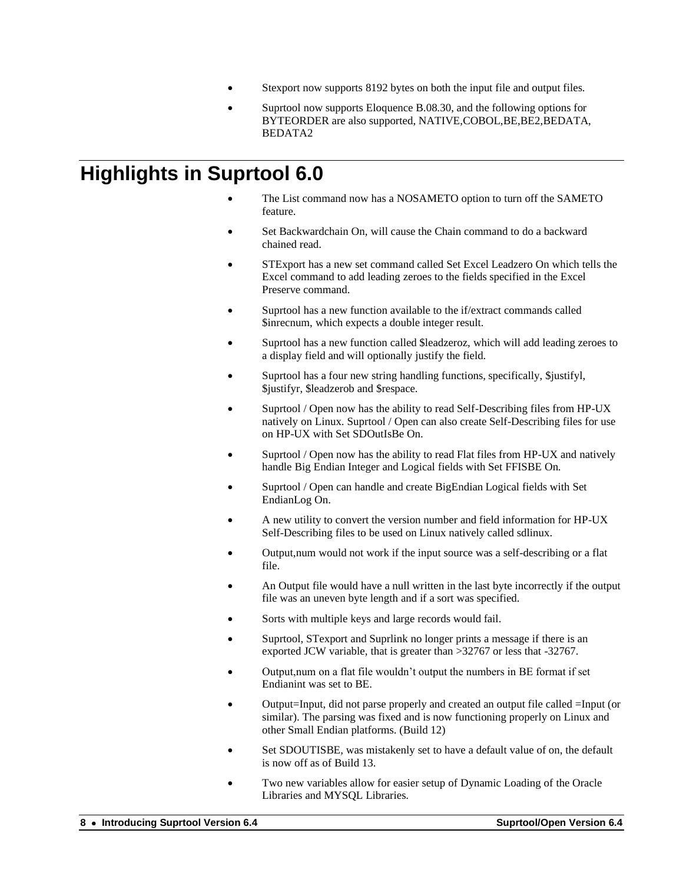- Stexport now supports 8192 bytes on both the input file and output files.
- Suprtool now supports Eloquence B.08.30, and the following options for BYTEORDER are also supported, NATIVE,COBOL,BE,BE2,BEDATA, BEDATA2

## Highlights in Suprtool 6.0

- The List command now has a NOSAMETO option to turn off the SAMETO feature.
- Set Backwardchain On, will cause the Chain command to do a backward chained read.
- STExport has a new set command called Set Excel Leadzero On which tells the Excel command to add leading zeroes to the fields specified in the Excel Preserve command.
- Suprtool has a new function available to the if/extract commands called $inrecnum, which expects a double integer result.
- Suprtool has a new function called $leadzeroz, which will add leading zeroes to a display field and will optionally justify the field.
- Suprtool has a four new string handling functions, specifically, $justifyl, $justifyr, $leadzerob and $respace.
- Suprtool / Open now has the ability to read Self-Describing files from HP-UX natively on Linux. Suprtool / Open can also create Self-Describing files for use on HP-UX with Set SDOutIsBe On.
- Suprtool / Open now has the ability to read Flat files from HP-UX and natively handle Big Endian Integer and Logical fields with Set FFISBE On.
- Suprtool / Open can handle and create BigEndian Logical fields with Set EndianLog On.
- A new utility to convert the version number and field information for HP-UX Self-Describing files to be used on Linux natively called sdlinux.
- Output,num would not work if the input source was a self-describing or a flat file.
- An Output file would have a null written in the last byte incorrectly if the output file was an uneven byte length and if a sort was specified.
- Sorts with multiple keys and large records would fail.
- Suprtool, STexport and Suprlink no longer prints a message if there is an exported JCW variable, that is greater than >32767 or less that -32767.
- Output,num on a flat file wouldn't output the numbers in BE format if set Endianint was set to BE.
- Output=Input, did not parse properly and created an output file called =Input (or similar). The parsing was fixed and is now functioning properly on Linux and other Small Endian platforms. (Build 12)
- Set SDOUTISBE, was mistakenly set to have a default value of on, the default is now off as of Build 13.
- Two new variables allow for easier setup of Dynamic Loading of the Oracle Libraries and MYSQL Libraries.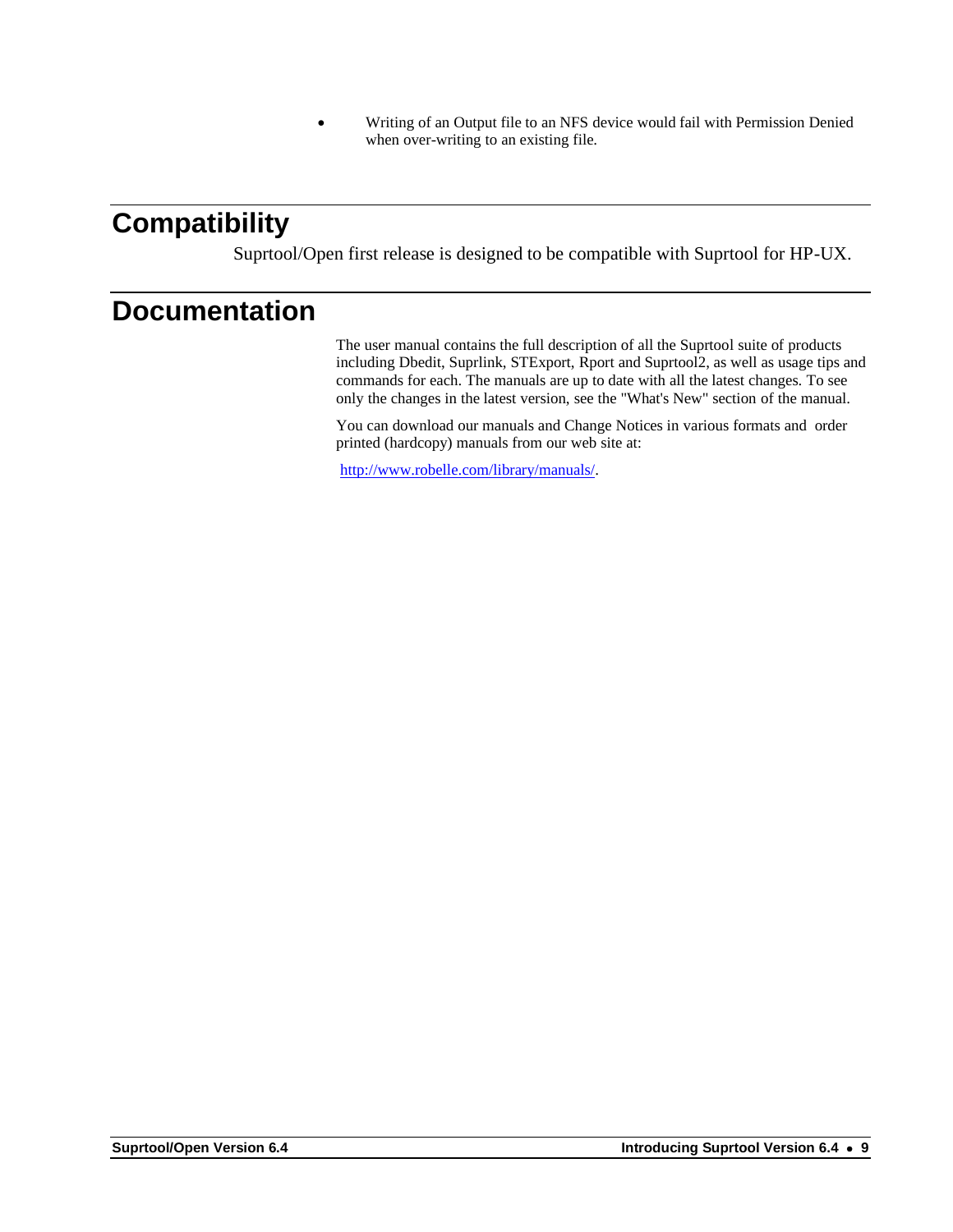- Writing of an Output file to an NFS device would fail with Permission Denied when over-writing to an existing file.

# Compatibility

Suprtool/Open first release is designed to be compatible with Suprtool for HP-UX.

# Documentation

The user manual contains the full description of all the Suprtool suite of products including Dbedit, Suprlink, STExport, Rport and Suprtool2, as well as usage tips and commands for each. The manuals are up to date with all the latest changes. To see only the changes in the latest version, see the "What's New" section of the manual.

You can download our manuals and Change Notices in various formats and order printed (hardcopy) manuals from our web site at:

http://www.robelle.com/library/manuals/.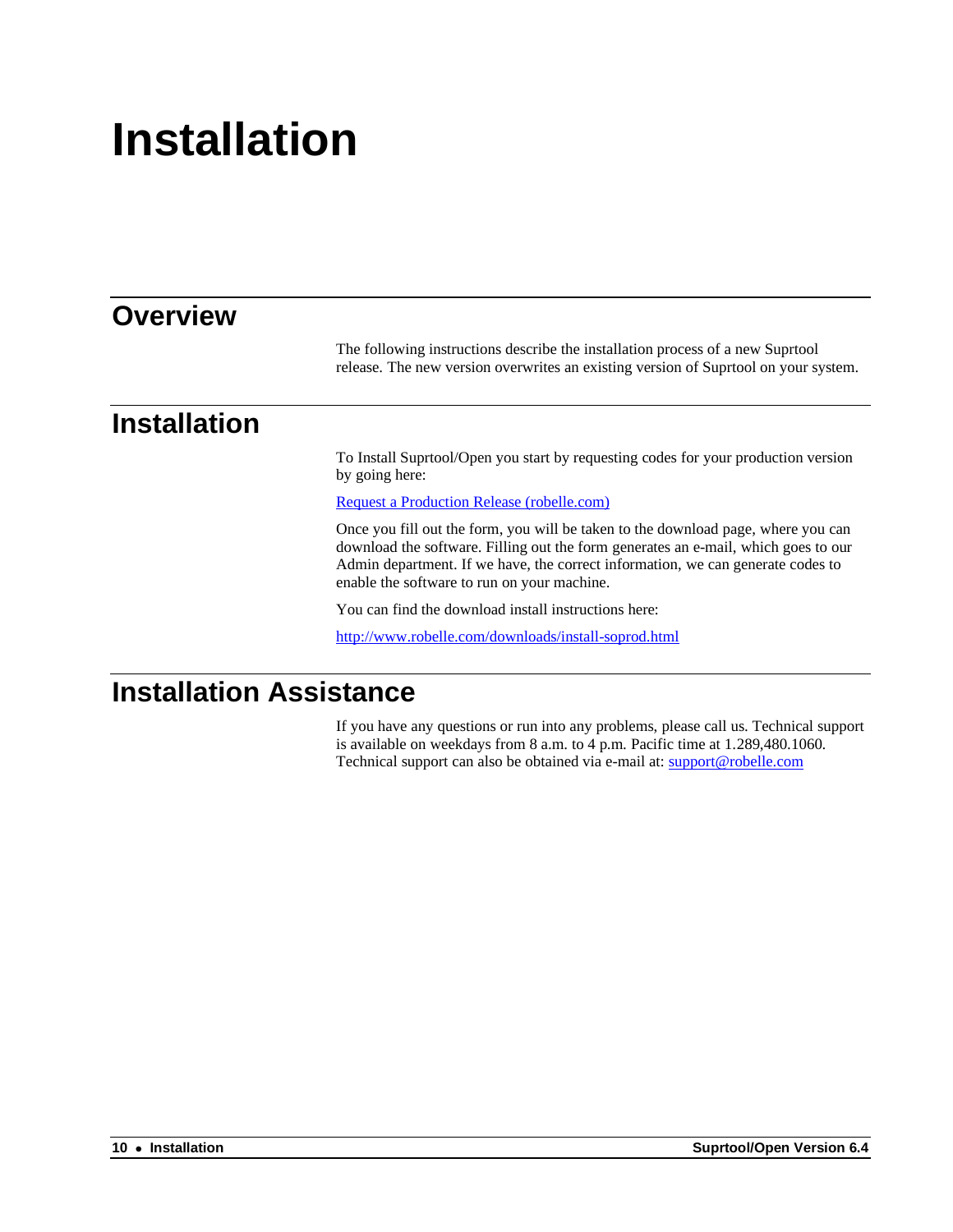# Installation

## Overview

The following instructions describe the installation process of a new Suprtool release. The new version overwrites an existing version of Suprtool on your system.

## Installation

To Install Suprtool/Open you start by requesting codes for your production version by going here:

Request a Production Release (robelle.com)

Once you fill out the form, you will be taken to the download page, where you can download the software. Filling out the form generates an e-mail, which goes to our Admin department. If we have, the correct information, we can generate codes to enable the software to run on your machine.

You can find the download install instructions here:

http://www.robelle.com/downloads/install-soprod.html

## Installation Assistance

If you have any questions or run into any problems, please call us. Technical support is available on weekdays from 8 a.m. to 4 p.m. Pacific time at 1.289,480.1060. Technical support can also be obtained via e-mail at: support@robelle.com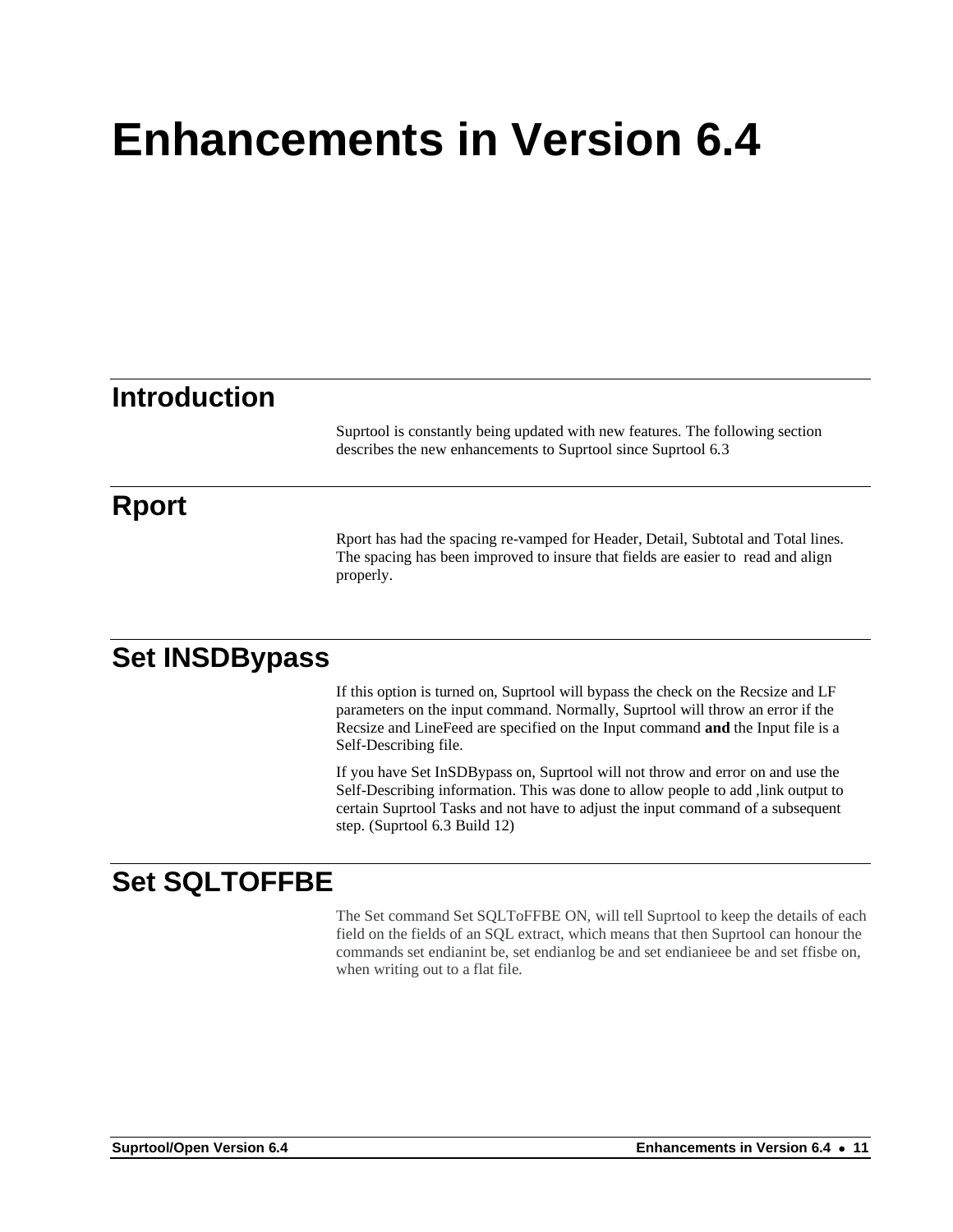# Enhancements in Version 6.4

## Introduction

Suprtool is constantly being updated with new features. The following section describes the new enhancements to Suprtool since Suprtool 6.3

## Rport

Rport has had the spacing re-vamped for Header, Detail, Subtotal and Total lines. The spacing has been improved to insure that fields are easier to read and align properly.

## Set INSDBypass

If this option is turned on, Suprtool will bypass the check on the Recsize and LF parameters on the input command. Normally, Suprtool will throw an error if the Recsize and LineFeed are specified on the Input command **and** the Input file is a Self-Describing file.

If you have Set InSDBypass on, Suprtool will not throw and error on and use the Self-Describing information. This was done to allow people to add ,link output to certain Suprtool Tasks and not have to adjust the input command of a subsequent step. (Suprtool 6.3 Build 12)

## Set SQLTOFFBE

The Set command Set SQLToFFBE ON, will tell Suprtool to keep the details of each field on the fields of an SQL extract, which means that then Suprtool can honour the commands set endianint be, set endianlog be and set endianieee be and set ffisbe on, when writing out to a flat file.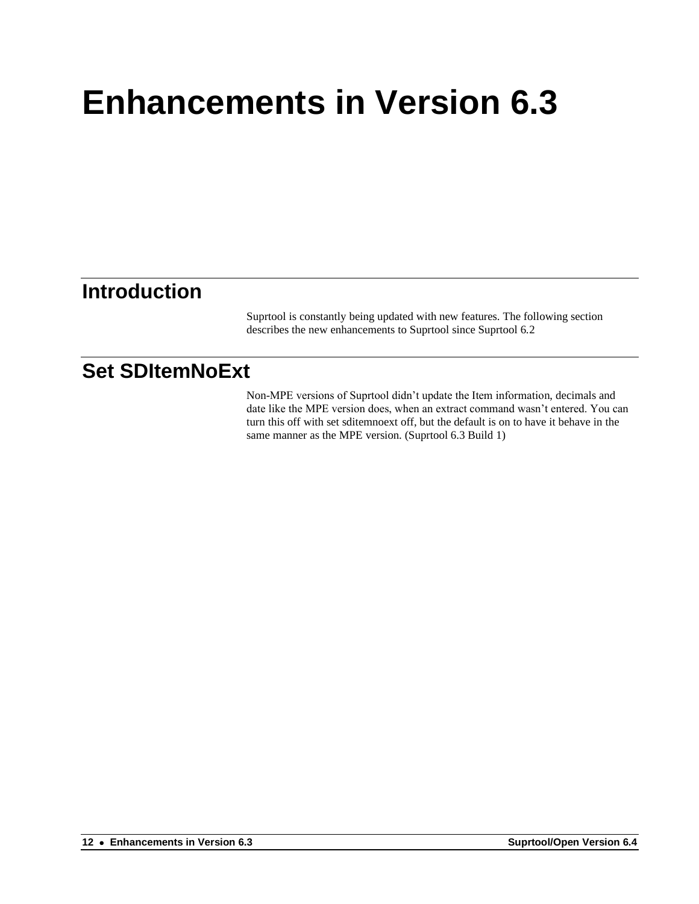# Enhancements in Version 6.3

## Introduction

Suprtool is constantly being updated with new features. The following section describes the new enhancements to Suprtool since Suprtool 6.2

## Set SDItemNoExt

Non-MPE versions of Suprtool didn't update the Item information, decimals and date like the MPE version does, when an extract command wasn't entered. You can turn this off with set sditemnoext off, but the default is on to have it behave in the same manner as the MPE version. (Suprtool 6.3 Build 1)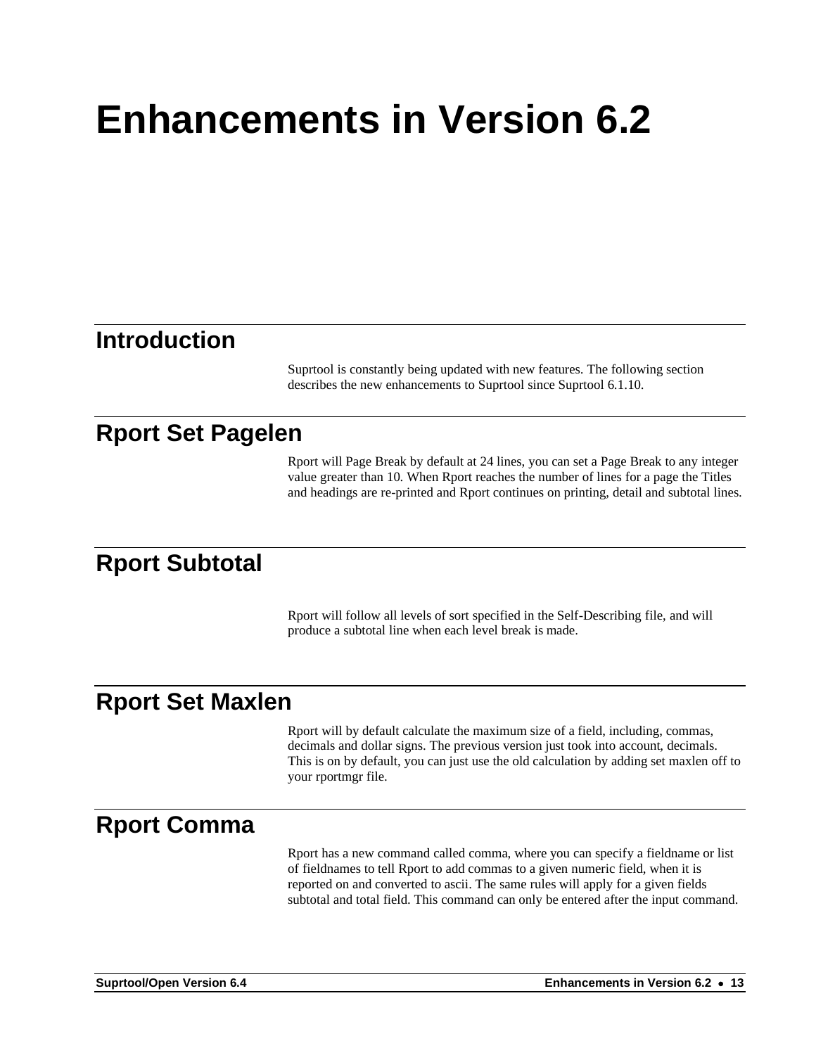# Enhancements in Version 6.2

## Introduction

Suprtool is constantly being updated with new features. The following section describes the new enhancements to Suprtool since Suprtool 6.1.10.

## Rport Set Pagelen

Rport will Page Break by default at 24 lines, you can set a Page Break to any integer value greater than 10. When Rport reaches the number of lines for a page the Titles and headings are re-printed and Rport continues on printing, detail and subtotal lines.

## Rport Subtotal

Rport will follow all levels of sort specified in the Self-Describing file, and will produce a subtotal line when each level break is made.

## Rport Set Maxlen

Rport will by default calculate the maximum size of a field, including, commas, decimals and dollar signs. The previous version just took into account, decimals. This is on by default, you can just use the old calculation by adding set maxlen off to your rportmgr file.

## Rport Comma

Rport has a new command called comma, where you can specify a fieldname or list of fieldnames to tell Rport to add commas to a given numeric field, when it is reported on and converted to ascii. The same rules will apply for a given fields subtotal and total field. This command can only be entered after the input command.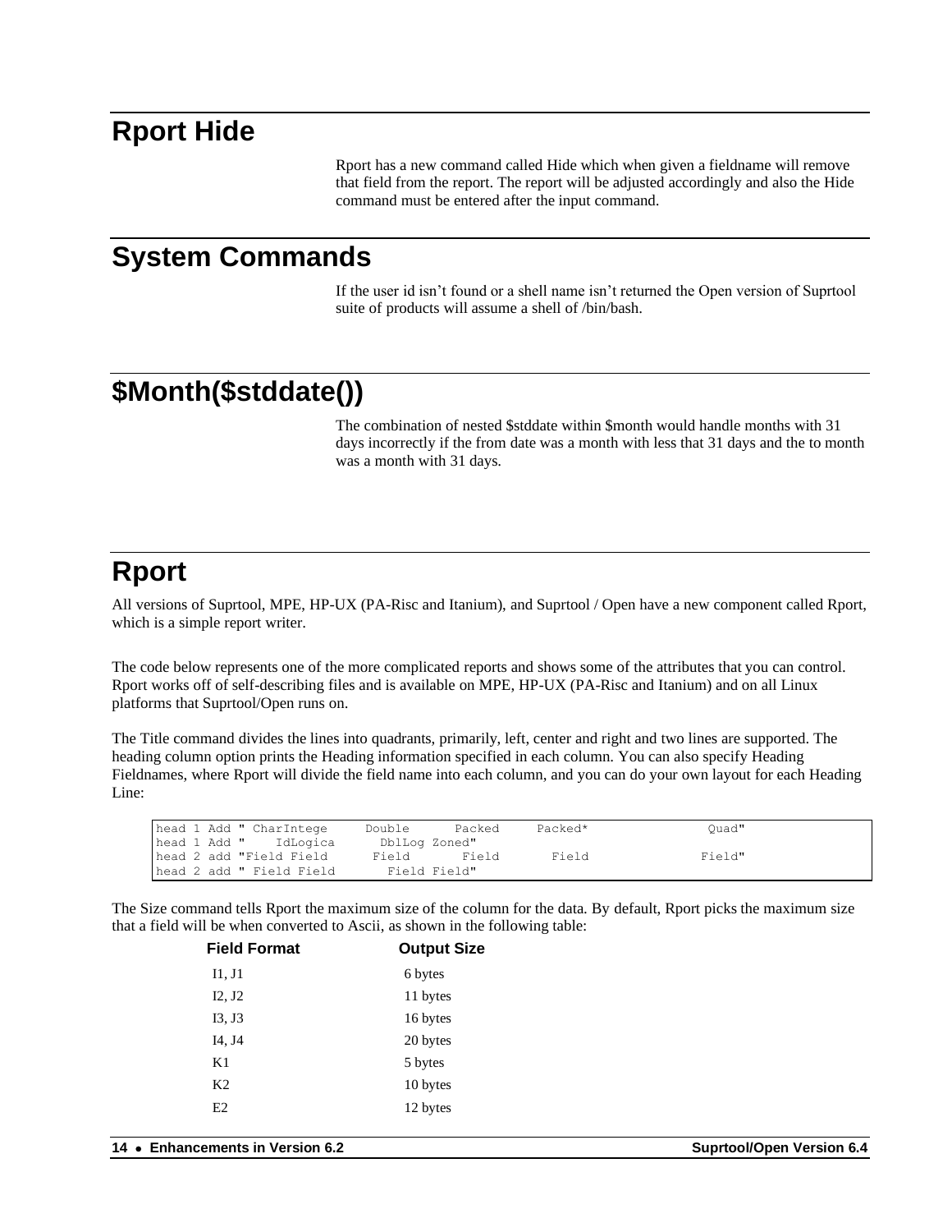# Rport Hide

Rport has a new command called Hide which when given a fieldname will remove that field from the report. The report will be adjusted accordingly and also the Hide command must be entered after the input command.

# System Commands

If the user id isn't found or a shell name isn't returned the Open version of Suprtool suite of products will assume a shell of /bin/bash.

# $Month($stddate())

The combination of nested $stddate within $month would handle months with 31 days incorrectly if the from date was a month with less that 31 days and the to month was a month with 31 days.

# Rport

All versions of Suprtool, MPE, HP-UX (PA-Risc and Itanium), and Suprtool / Open have a new component called Rport, which is a simple report writer.

The code below represents one of the more complicated reports and shows some of the attributes that you can control. Rport works off of self-describing files and is available on MPE, HP-UX (PA-Risc and Itanium) and on all Linux platforms that Suprtool/Open runs on.

The Title command divides the lines into quadrants, primarily, left, center and right and two lines are supported. The heading column option prints the Heading information specified in each column. You can also specify Heading Fieldnames, where Rport will divide the field name into each column, and you can do your own layout for each Heading Line:

```
head 1 Add " CharIntege     Double      Packed     Packed*               Quad"
head 1 Add "    IdLogica      DblLog Zoned"
head 2 add "Field Field      Field       Field       Field               Field"
head 2 add " Field Field       Field Field"
```

The Size command tells Rport the maximum size of the column for the data. By default, Rport picks the maximum size that a field will be when converted to Ascii, as shown in the following table:

| Field Format | Output Size |
|---|---|
| I1, J1 | 6 bytes |
| I2, J2 | 11 bytes |
| I3, J3 | 16 bytes |
| I4, J4 | 20 bytes |
| K1 | 5 bytes |
| K2 | 10 bytes |
| E2 | 12 bytes |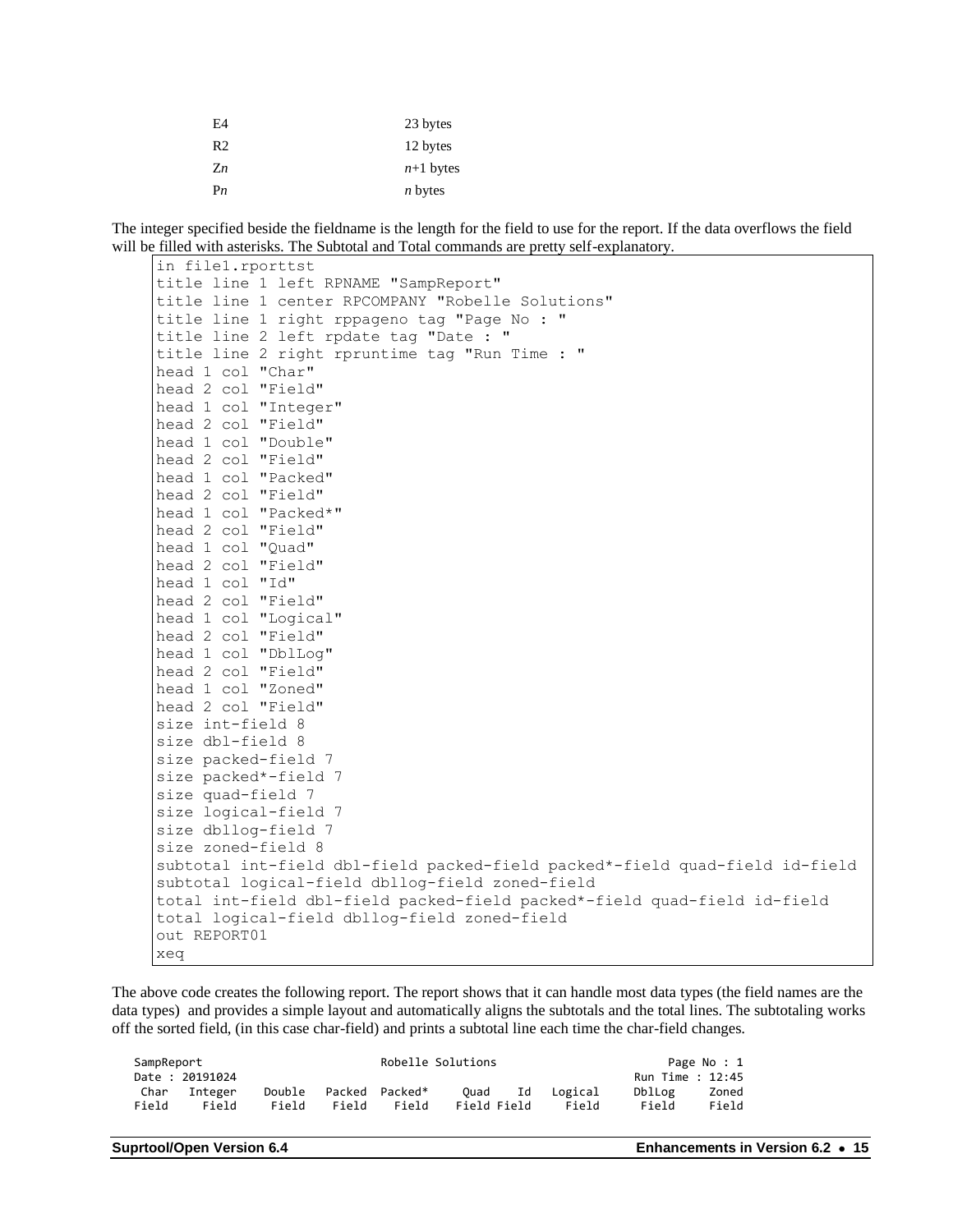| | |
|---|---|
| E4 | 23 bytes |
| R2 | 12 bytes |
| Z*n* | *n*+1 bytes |
| P*n* | *n* bytes |

The integer specified beside the fieldname is the length for the field to use for the report. If the data overflows the field will be filled with asterisks. The Subtotal and Total commands are pretty self-explanatory.

```
in file1.rporttst
title line 1 left RPNAME "SampReport"
title line 1 center RPCOMPANY "Robelle Solutions"
title line 1 right rppageno tag "Page No : "
title line 2 left rpdate tag "Date : "
title line 2 right rpruntime tag "Run Time : "
head 1 col "Char"
head 2 col "Field"
head 1 col "Integer"
head 2 col "Field"
head 1 col "Double"
head 2 col "Field"
head 1 col "Packed"
head 2 col "Field"
head 1 col "Packed*"
head 2 col "Field"
head 1 col "Quad"
head 2 col "Field"
head 1 col "Id"
head 2 col "Field"
head 1 col "Logical"
head 2 col "Field"
head 1 col "DblLog"
head 2 col "Field"
head 1 col "Zoned"
head 2 col "Field"
size int-field 8
size dbl-field 8
size packed-field 7
size packed*-field 7
size quad-field 7
size logical-field 7
size dbllog-field 7
size zoned-field 8
subtotal int-field dbl-field packed-field packed*-field quad-field id-field
subtotal logical-field dbllog-field zoned-field
total int-field dbl-field packed-field packed*-field quad-field id-field
total logical-field dbllog-field zoned-field
out REPORT01
xeq
```

The above code creates the following report. The report shows that it can handle most data types (the field names are the data types) and provides a simple layout and automatically aligns the subtotals and the total lines. The subtotaling works off the sorted field, (in this case char-field) and prints a subtotal line each time the char-field changes.

```
SampReport                             Robelle Solutions                     Page No : 1
Date : 20191024                                                          Run Time : 12:45
 Char  Integer    Double   Packed  Packed*    Quad    Id   Logical     DblLog     Zoned
Field    Field     Field    Field    Field   Field Field     Field      Field     Field
```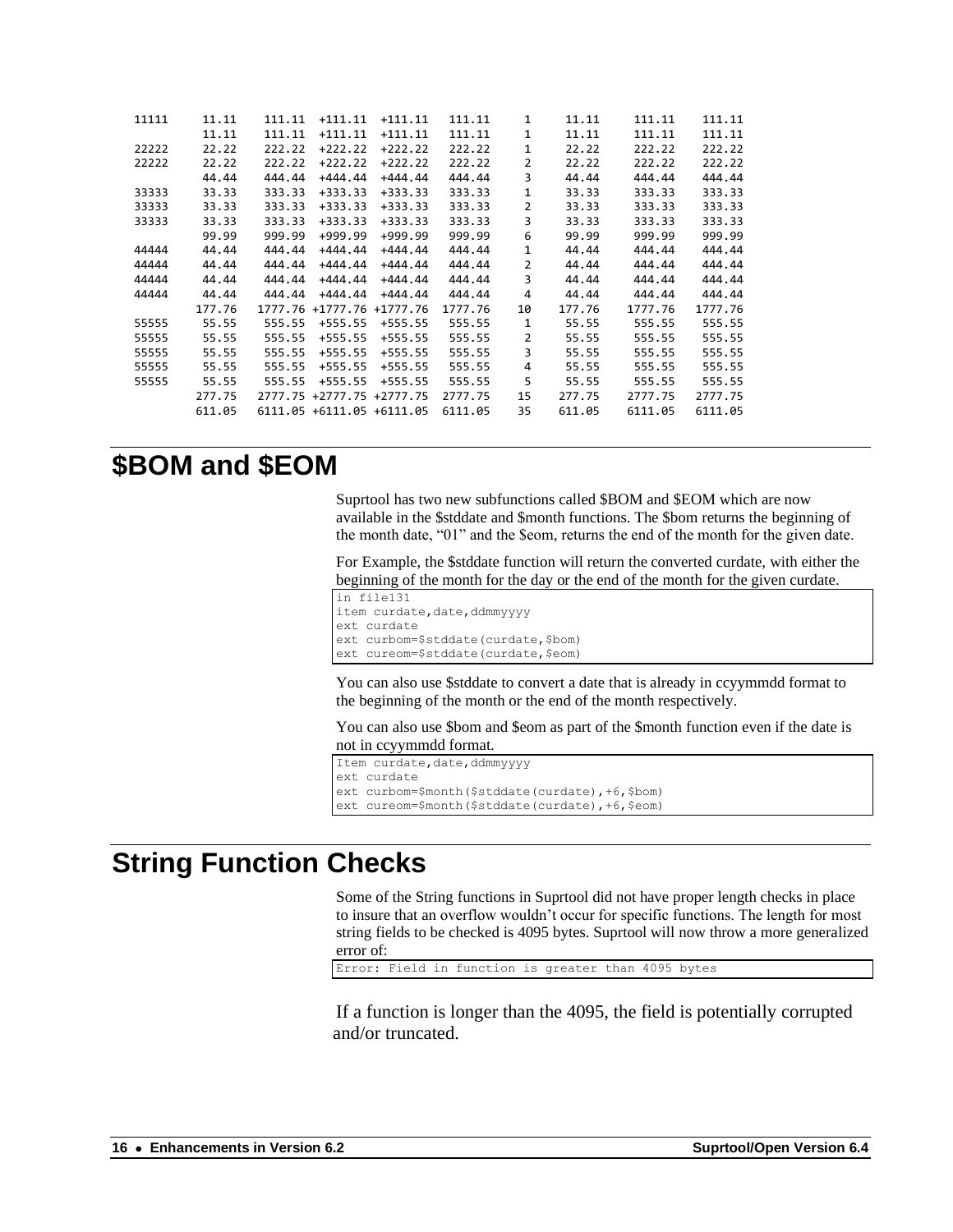```
11111     11.11     111.11  +111.11  +111.11    111.11     1     11.11     111.11     111.11
          11.11     111.11  +111.11  +111.11    111.11     1     11.11     111.11     111.11
22222     22.22     222.22  +222.22  +222.22    222.22     1     22.22     222.22     222.22
22222     22.22     222.22  +222.22  +222.22    222.22     2     22.22     222.22     222.22
          44.44     444.44  +444.44  +444.44    444.44     3     44.44     444.44     444.44
33333     33.33     333.33  +333.33  +333.33    333.33     1     33.33     333.33     333.33
33333     33.33     333.33  +333.33  +333.33    333.33     2     33.33     333.33     333.33
33333     33.33     333.33  +333.33  +333.33    333.33     3     33.33     333.33     333.33
          99.99     999.99  +999.99  +999.99    999.99     6     99.99     999.99     999.99
44444     44.44     444.44  +444.44  +444.44    444.44     1     44.44     444.44     444.44
44444     44.44     444.44  +444.44  +444.44    444.44     2     44.44     444.44     444.44
44444     44.44     444.44  +444.44  +444.44    444.44     3     44.44     444.44     444.44
44444     44.44     444.44  +444.44  +444.44    444.44     4     44.44     444.44     444.44
         177.76    1777.76 +1777.76 +1777.76   1777.76    10    177.76    1777.76    1777.76
55555     55.55     555.55  +555.55  +555.55    555.55     1     55.55     555.55     555.55
55555     55.55     555.55  +555.55  +555.55    555.55     2     55.55     555.55     555.55
55555     55.55     555.55  +555.55  +555.55    555.55     3     55.55     555.55     555.55
55555     55.55     555.55  +555.55  +555.55    555.55     4     55.55     555.55     555.55
55555     55.55     555.55  +555.55  +555.55    555.55     5     55.55     555.55     555.55
         277.75    2777.75 +2777.75 +2777.75   2777.75    15    277.75    2777.75    2777.75
         611.05    6111.05 +6111.05 +6111.05   6111.05    35    611.05    6111.05    6111.05
```

# $BOM and $EOM

Suprtool has two new subfunctions called $BOM and $EOM which are now available in the $stddate and $month functions. The $bom returns the beginning of the month date, "01" and the $eom, returns the end of the month for the given date.

For Example, the $stddate function will return the converted curdate, with either the beginning of the month for the day or the end of the month for the given curdate.

```
in file131
item curdate,date,ddmmyyyy
ext curdate
ext curbom=$stddate(curdate,$bom)
ext cureom=$stddate(curdate,$eom)
```

You can also use $stddate to convert a date that is already in ccyymmdd format to the beginning of the month or the end of the month respectively.

You can also use $bom and $eom as part of the $month function even if the date is not in ccyymmdd format.

```
Item curdate,date,ddmmyyyy
ext curdate
ext curbom=$month($stddate(curdate),+6,$bom)
ext cureom=$month($stddate(curdate),+6,$eom)
```

# String Function Checks

Some of the String functions in Suprtool did not have proper length checks in place to insure that an overflow wouldn't occur for specific functions. The length for most string fields to be checked is 4095 bytes. Suprtool will now throw a more generalized error of:

```
Error: Field in function is greater than 4095 bytes
```

If a function is longer than the 4095, the field is potentially corrupted and/or truncated.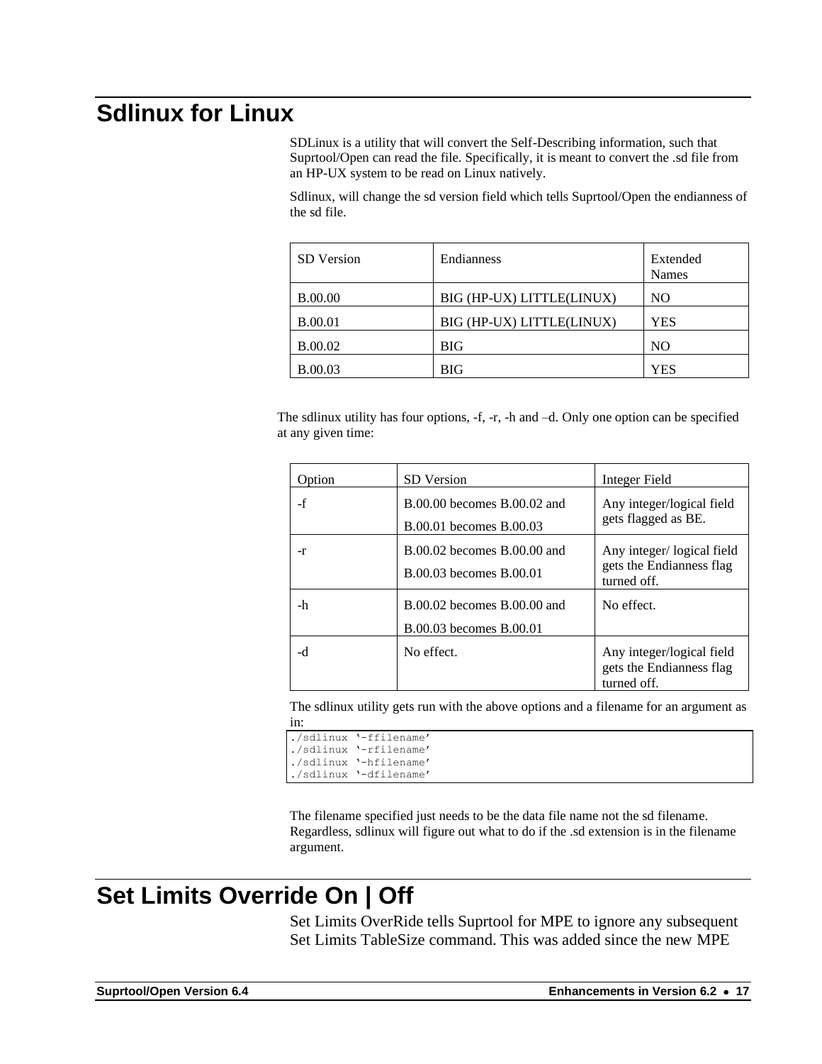# Sdlinux for Linux

SDLinux is a utility that will convert the Self-Describing information, such that Suprtool/Open can read the file. Specifically, it is meant to convert the .sd file from an HP-UX system to be read on Linux natively.

Sdlinux, will change the sd version field which tells Suprtool/Open the endianness of the sd file.

| SD Version | Endianness | Extended Names |
|---|---|---|
| B.00.00 | BIG (HP-UX) LITTLE(LINUX) | NO |
| B.00.01 | BIG (HP-UX) LITTLE(LINUX) | YES |
| B.00.02 | BIG | NO |
| B.00.03 | BIG | YES |

The sdlinux utility has four options, -f, -r, -h and –d. Only one option can be specified at any given time:

| Option | SD Version | Integer Field |
|---|---|---|
| -f | B.00.00 becomes B.00.02 and B.00.01 becomes B.00.03 | Any integer/logical field gets flagged as BE. |
| -r | B.00.02 becomes B.00.00 and B.00.03 becomes B.00.01 | Any integer/ logical field gets the Endianness flag turned off. |
| -h | B.00.02 becomes B.00.00 and B.00.03 becomes B.00.01 | No effect. |
| -d | No effect. | Any integer/logical field gets the Endianness flag turned off. |

The sdlinux utility gets run with the above options and a filename for an argument as in:

```
./sdlinux '-ffilename'
./sdlinux '-rfilename'
./sdlinux '-hfilename'
./sdlinux '-dfilename'
```

The filename specified just needs to be the data file name not the sd filename. Regardless, sdlinux will figure out what to do if the .sd extension is in the filename argument.

# Set Limits Override On | Off

Set Limits OverRide tells Suprtool for MPE to ignore any subsequent Set Limits TableSize command. This was added since the new MPE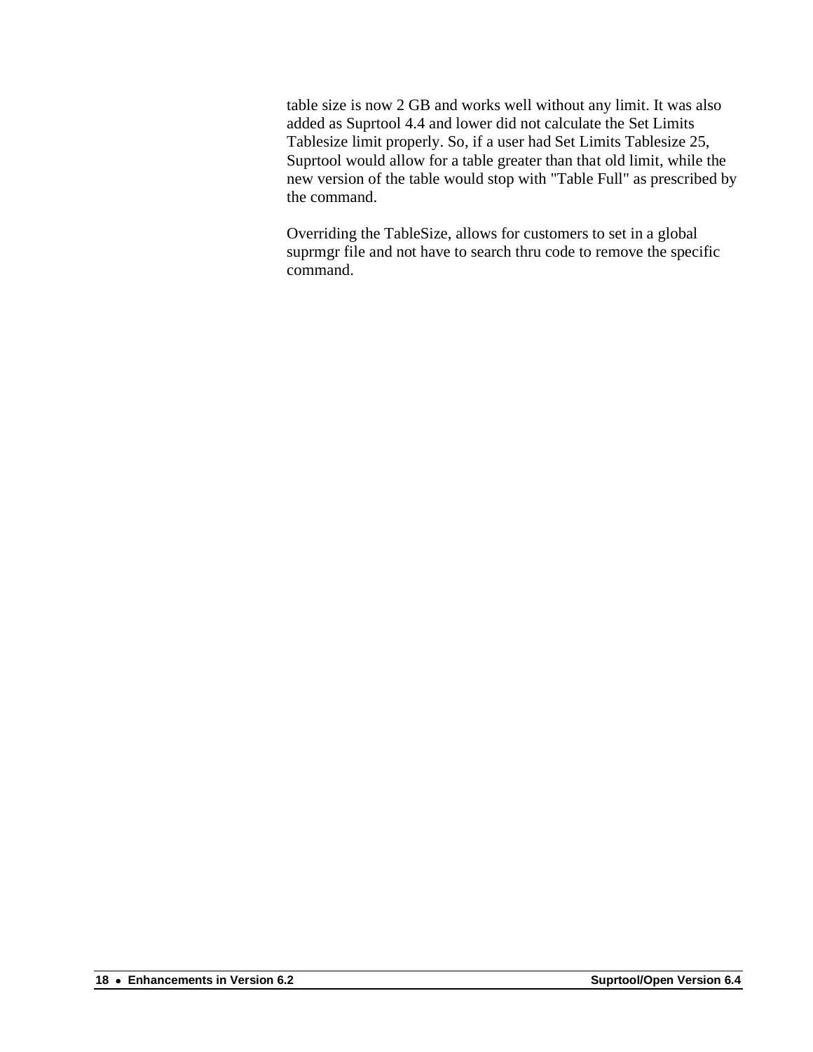table size is now 2 GB and works well without any limit. It was also added as Suprtool 4.4 and lower did not calculate the Set Limits Tablesize limit properly. So, if a user had Set Limits Tablesize 25, Suprtool would allow for a table greater than that old limit, while the new version of the table would stop with "Table Full" as prescribed by the command.

Overriding the TableSize, allows for customers to set in a global suprmgr file and not have to search thru code to remove the specific command.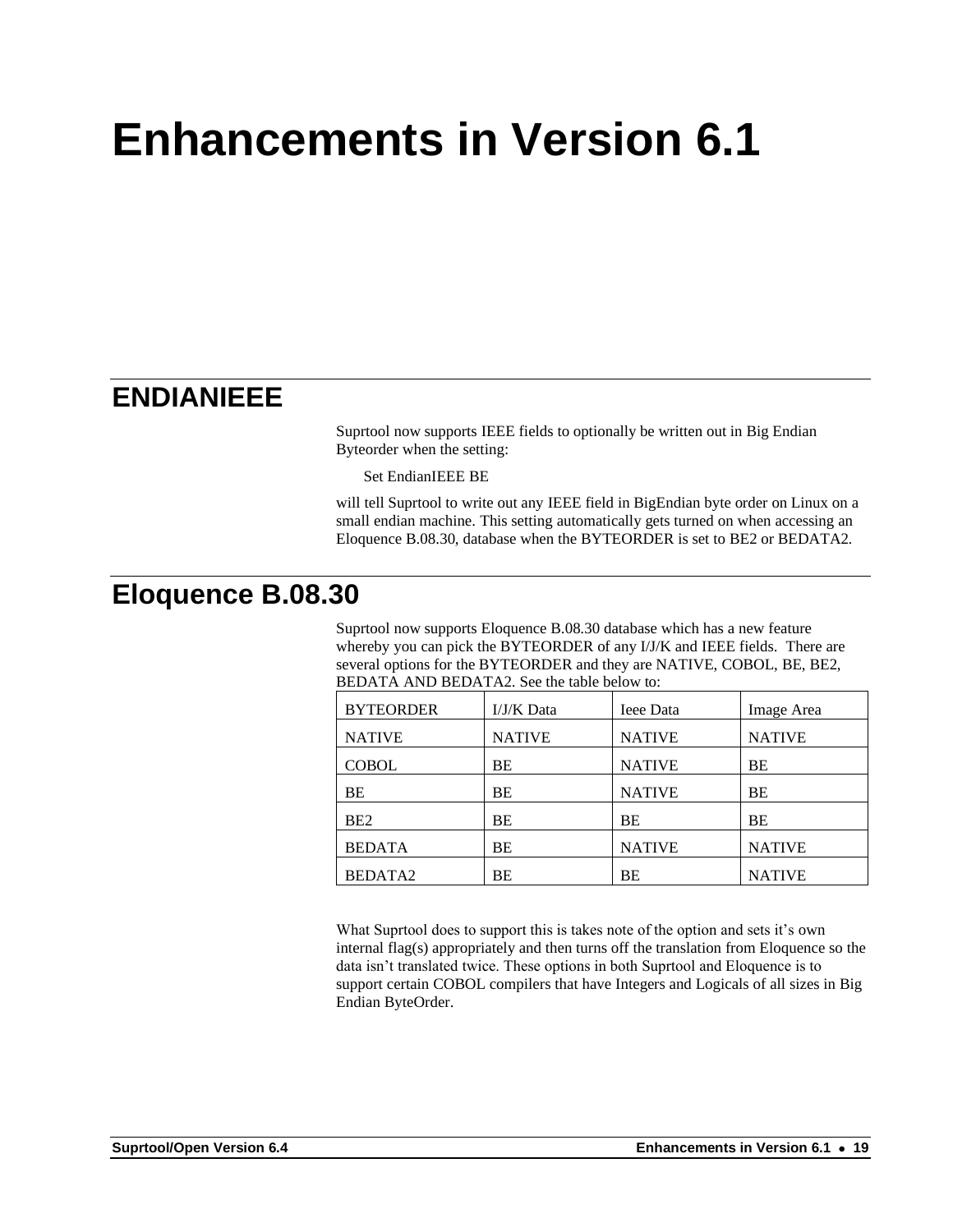# Enhancements in Version 6.1

## ENDIANIEEE

Suprtool now supports IEEE fields to optionally be written out in Big Endian Byteorder when the setting:

```
Set EndianIEEE BE
```

will tell Suprtool to write out any IEEE field in BigEndian byte order on Linux on a small endian machine. This setting automatically gets turned on when accessing an Eloquence B.08.30, database when the BYTEORDER is set to BE2 or BEDATA2.

## Eloquence B.08.30

Suprtool now supports Eloquence B.08.30 database which has a new feature whereby you can pick the BYTEORDER of any I/J/K and IEEE fields. There are several options for the BYTEORDER and they are NATIVE, COBOL, BE, BE2, BEDATA AND BEDATA2. See the table below to:

| BYTEORDER | I/J/K Data | Ieee Data | Image Area |
|---|---|---|---|
| NATIVE | NATIVE | NATIVE | NATIVE |
| COBOL | BE | NATIVE | BE |
| BE | BE | NATIVE | BE |
| BE2 | BE | BE | BE |
| BEDATA | BE | NATIVE | NATIVE |
| BEDATA2 | BE | BE | NATIVE |

What Suprtool does to support this is takes note of the option and sets it's own internal flag(s) appropriately and then turns off the translation from Eloquence so the data isn't translated twice. These options in both Suprtool and Eloquence is to support certain COBOL compilers that have Integers and Logicals of all sizes in Big Endian ByteOrder.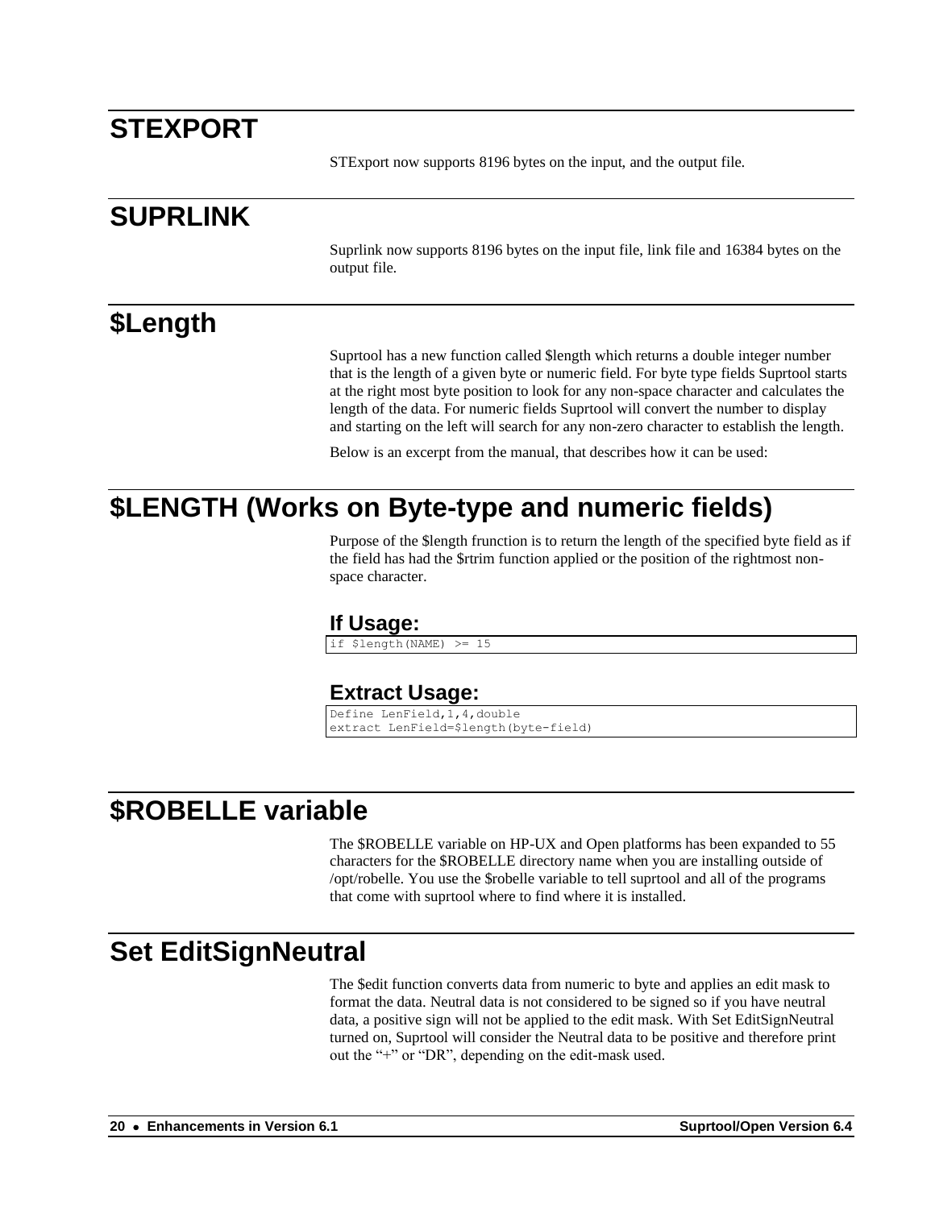# STEXPORT

STExport now supports 8196 bytes on the input, and the output file.

# SUPRLINK

Suprlink now supports 8196 bytes on the input file, link file and 16384 bytes on the output file.

# $Length

Suprtool has a new function called $length which returns a double integer number that is the length of a given byte or numeric field. For byte type fields Suprtool starts at the right most byte position to look for any non-space character and calculates the length of the data. For numeric fields Suprtool will convert the number to display and starting on the left will search for any non-zero character to establish the length.

Below is an excerpt from the manual, that describes how it can be used:

# $LENGTH (Works on Byte-type and numeric fields)

Purpose of the $length frunction is to return the length of the specified byte field as if the field has had the $rtrim function applied or the position of the rightmost non-space character.

### If Usage:

```
if $length(NAME) >= 15
```

### Extract Usage:

```
Define LenField,1,4,double
extract LenField=$length(byte-field)
```

# $ROBELLE variable

The $ROBELLE variable on HP-UX and Open platforms has been expanded to 55 characters for the $ROBELLE directory name when you are installing outside of /opt/robelle. You use the $robelle variable to tell suprtool and all of the programs that come with suprtool where to find where it is installed.

# Set EditSignNeutral

The $edit function converts data from numeric to byte and applies an edit mask to format the data. Neutral data is not considered to be signed so if you have neutral data, a positive sign will not be applied to the edit mask. With Set EditSignNeutral turned on, Suprtool will consider the Neutral data to be positive and therefore print out the “+” or “DR”, depending on the edit-mask used.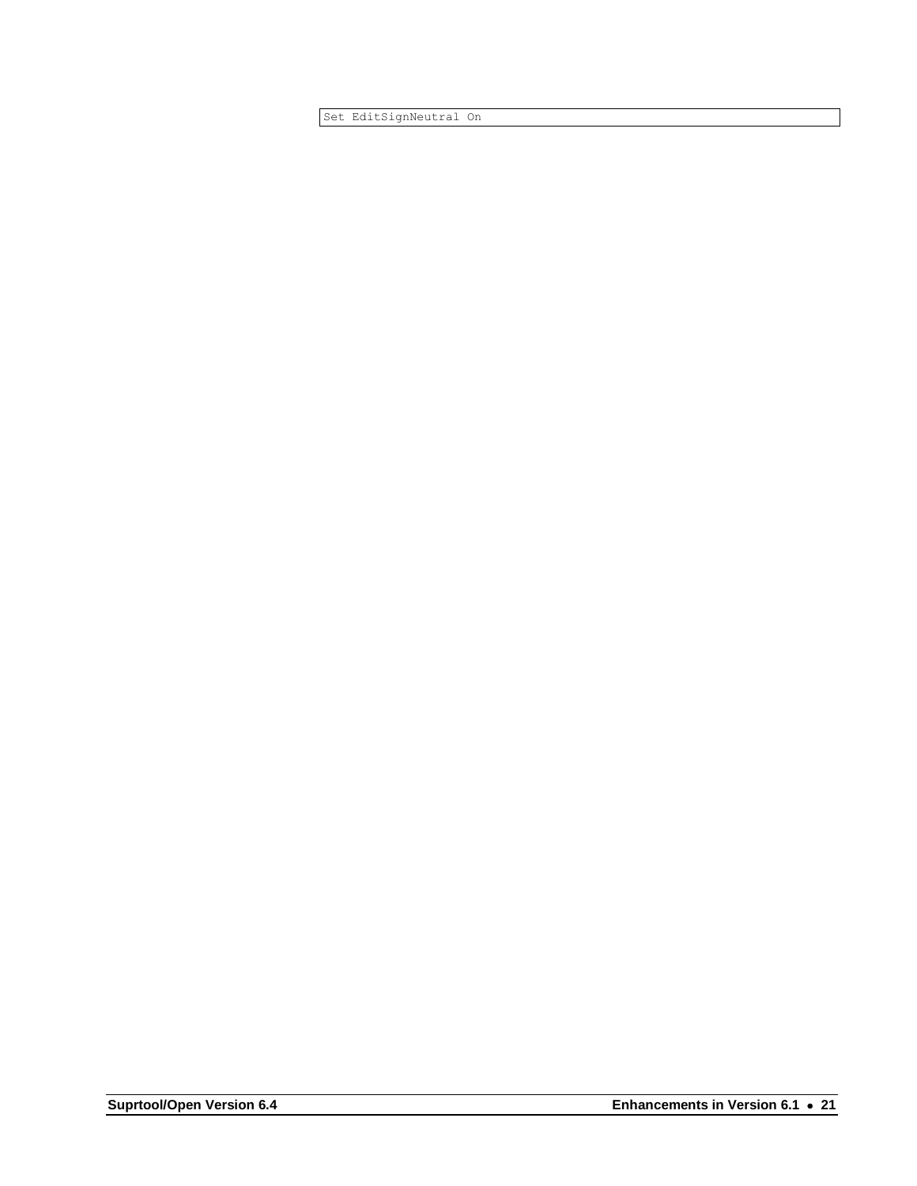```
Set EditSignNeutral On
```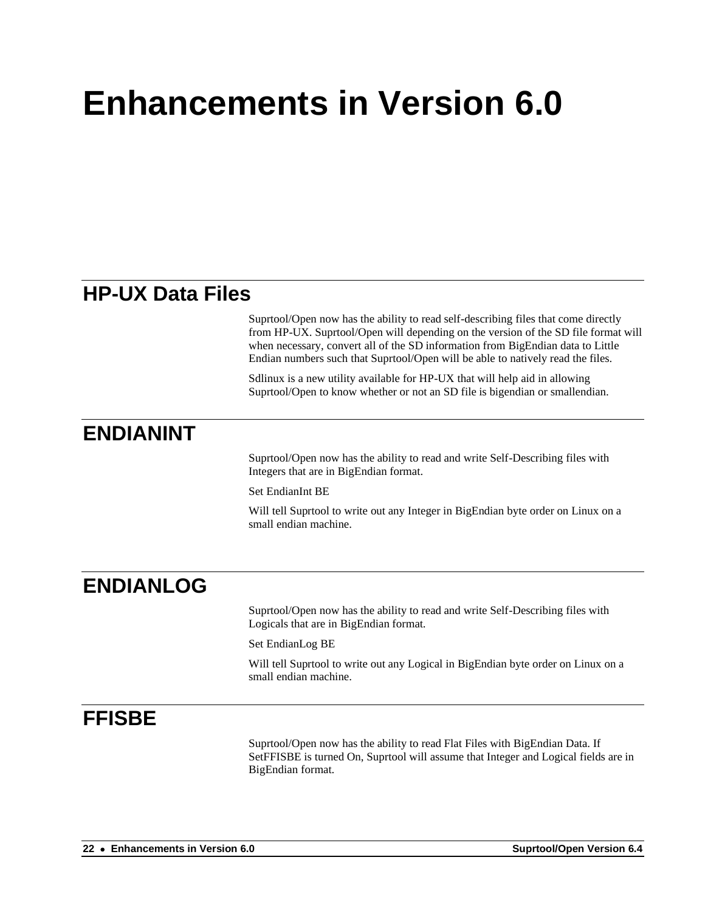# Enhancements in Version 6.0

## HP-UX Data Files

Suprtool/Open now has the ability to read self-describing files that come directly from HP-UX. Suprtool/Open will depending on the version of the SD file format will when necessary, convert all of the SD information from BigEndian data to Little Endian numbers such that Suprtool/Open will be able to natively read the files.

Sdlinux is a new utility available for HP-UX that will help aid in allowing Suprtool/Open to know whether or not an SD file is bigendian or smallendian.

## ENDIANINT

Suprtool/Open now has the ability to read and write Self-Describing files with Integers that are in BigEndian format.

Set EndianInt BE

Will tell Suprtool to write out any Integer in BigEndian byte order on Linux on a small endian machine.

## ENDIANLOG

Suprtool/Open now has the ability to read and write Self-Describing files with Logicals that are in BigEndian format.

Set EndianLog BE

Will tell Suprtool to write out any Logical in BigEndian byte order on Linux on a small endian machine.

## FFISBE

Suprtool/Open now has the ability to read Flat Files with BigEndian Data. If SetFFISBE is turned On, Suprtool will assume that Integer and Logical fields are in BigEndian format.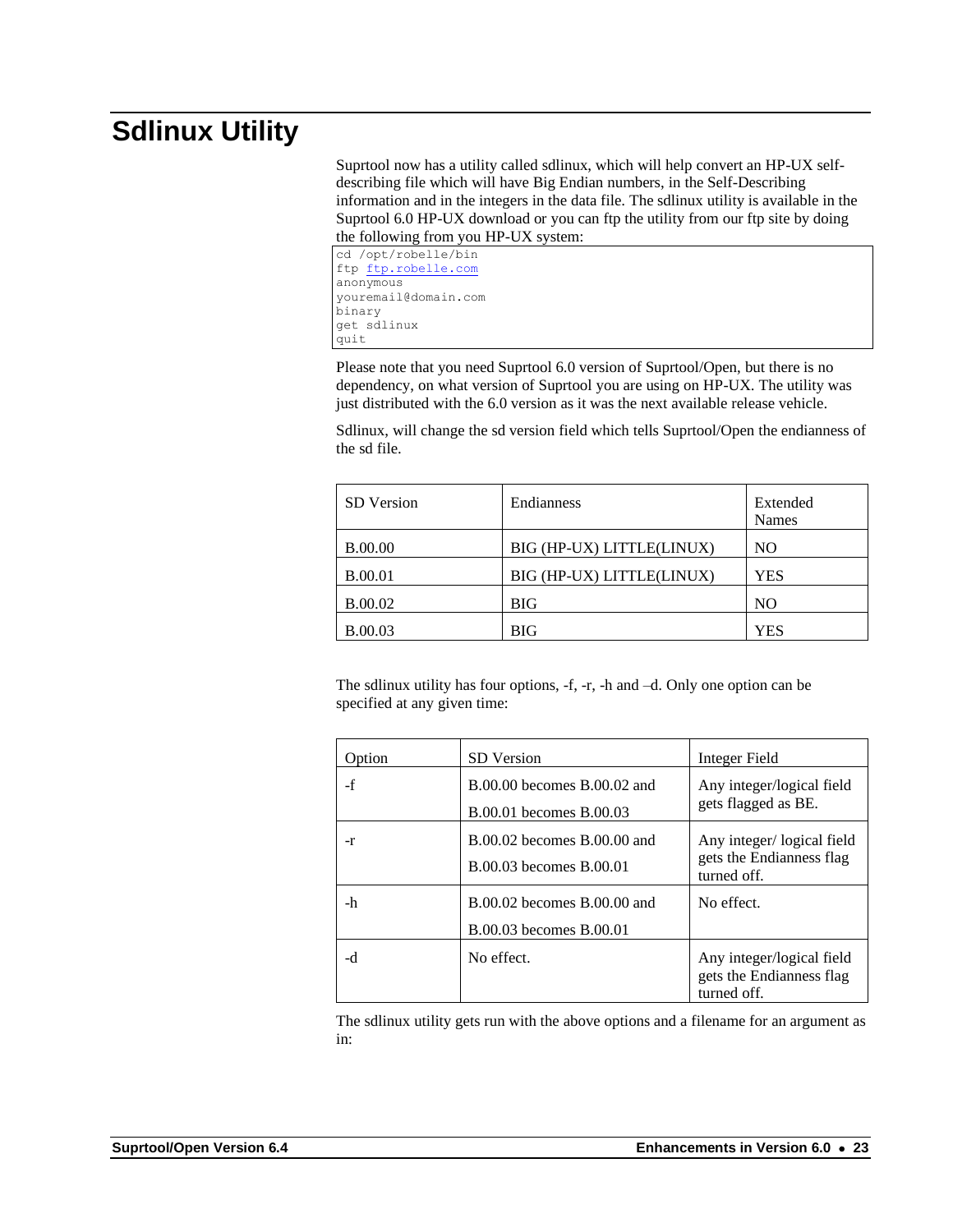# Sdlinux Utility

Suprtool now has a utility called sdlinux, which will help convert an HP-UX self-describing file which will have Big Endian numbers, in the Self-Describing information and in the integers in the data file. The sdlinux utility is available in the Suprtool 6.0 HP-UX download or you can ftp the utility from our ftp site by doing the following from you HP-UX system:

```
cd /opt/robelle/bin
ftp ftp.robelle.com
anonymous
youremail@domain.com
binary
get sdlinux
quit
```

Please note that you need Suprtool 6.0 version of Suprtool/Open, but there is no dependency, on what version of Suprtool you are using on HP-UX. The utility was just distributed with the 6.0 version as it was the next available release vehicle.

Sdlinux, will change the sd version field which tells Suprtool/Open the endianness of the sd file.

| SD Version | Endianness | Extended Names |
|---|---|---|
| B.00.00 | BIG (HP-UX) LITTLE(LINUX) | NO |
| B.00.01 | BIG (HP-UX) LITTLE(LINUX) | YES |
| B.00.02 | BIG | NO |
| B.00.03 | BIG | YES |

The sdlinux utility has four options, -f, -r, -h and –d. Only one option can be specified at any given time:

| Option | SD Version | Integer Field |
|---|---|---|
| -f | B.00.00 becomes B.00.02 and B.00.01 becomes B.00.03 | Any integer/logical field gets flagged as BE. |
| -r | B.00.02 becomes B.00.00 and B.00.03 becomes B.00.01 | Any integer/ logical field gets the Endianness flag turned off. |
| -h | B.00.02 becomes B.00.00 and B.00.03 becomes B.00.01 | No effect. |
| -d | No effect. | Any integer/logical field gets the Endianness flag turned off. |

The sdlinux utility gets run with the above options and a filename for an argument as in: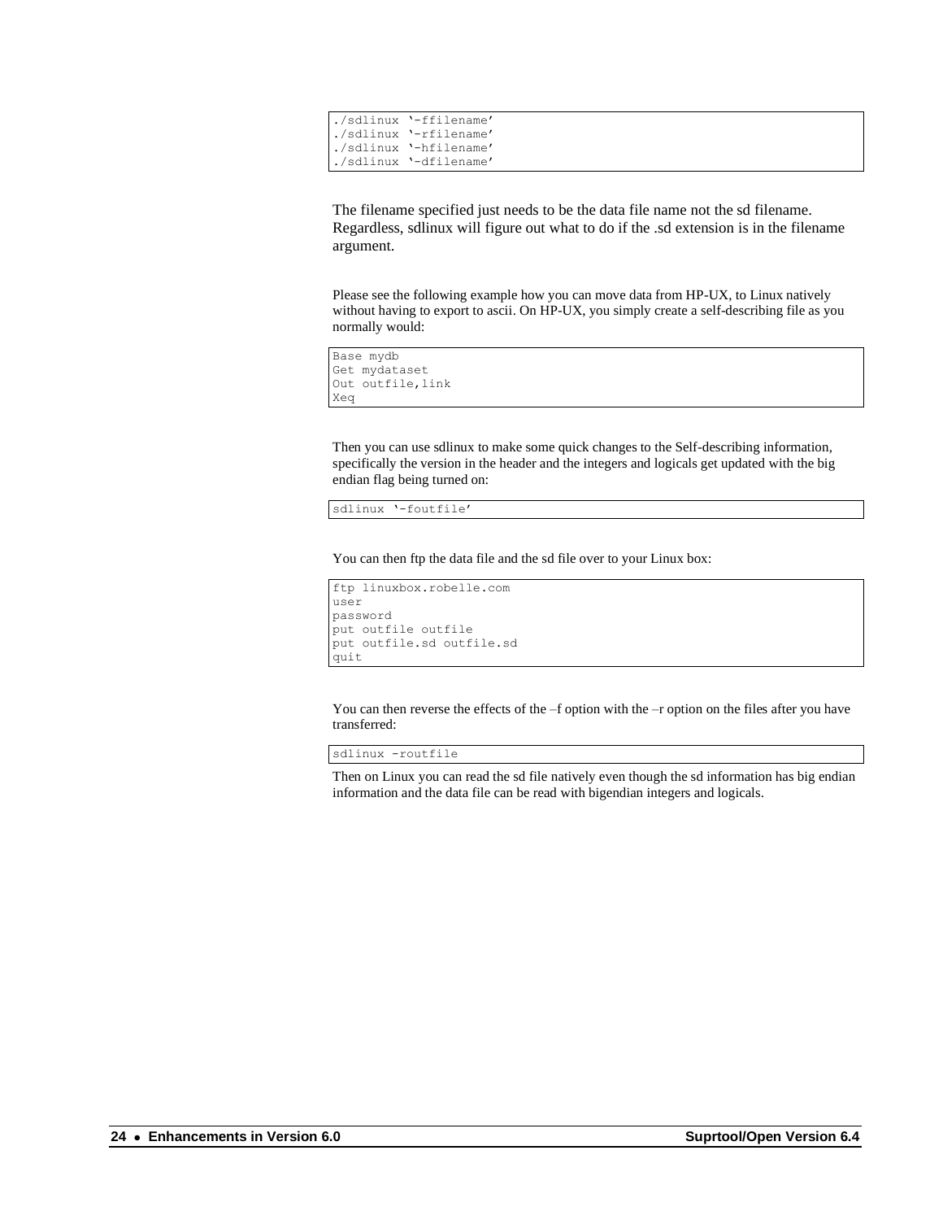```
./sdlinux '-ffilename'
./sdlinux '-rfilename'
./sdlinux '-hfilename'
./sdlinux '-dfilename'
```

The filename specified just needs to be the data file name not the sd filename. Regardless, sdlinux will figure out what to do if the .sd extension is in the filename argument.

Please see the following example how you can move data from HP-UX, to Linux natively without having to export to ascii. On HP-UX, you simply create a self-describing file as you normally would:

```
Base mydb
Get mydataset
Out outfile,link
Xeq
```

Then you can use sdlinux to make some quick changes to the Self-describing information, specifically the version in the header and the integers and logicals get updated with the big endian flag being turned on:

```
sdlinux '-foutfile'
```

You can then ftp the data file and the sd file over to your Linux box:

```
ftp linuxbox.robelle.com
user
password
put outfile outfile
put outfile.sd outfile.sd
quit
```

You can then reverse the effects of the –f option with the –r option on the files after you have transferred:

```
sdlinux -routfile
```

Then on Linux you can read the sd file natively even though the sd information has big endian information and the data file can be read with bigendian integers and logicals.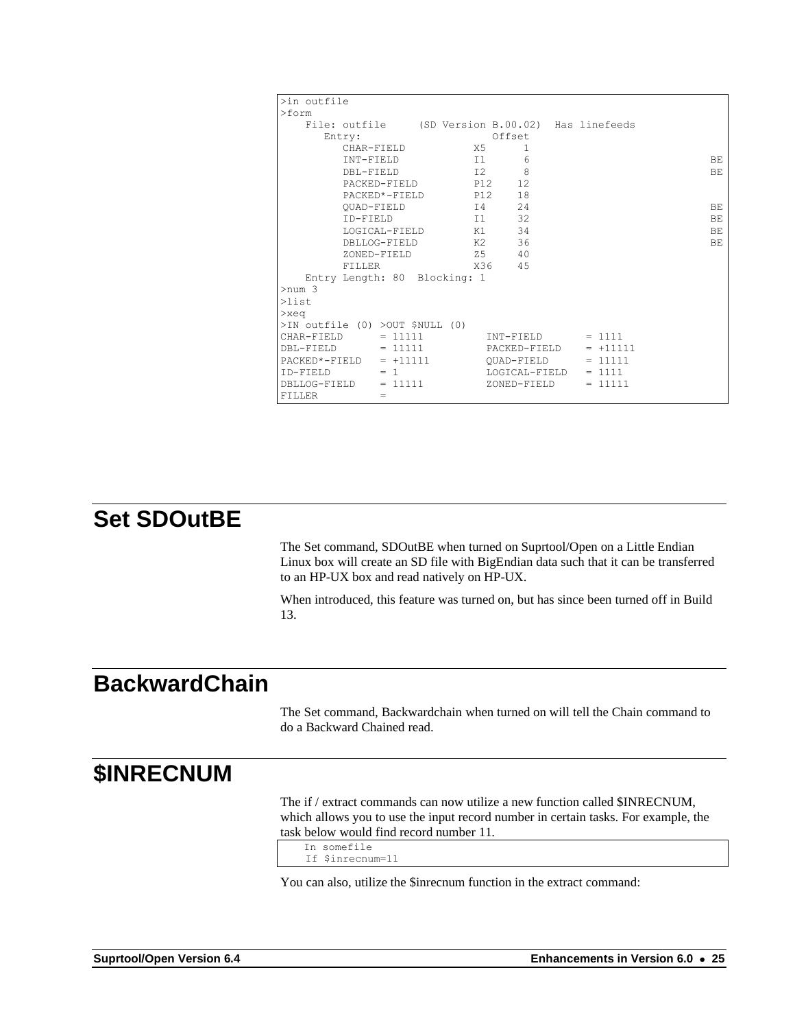```
>in outfile
>form
    File: outfile     (SD Version B.00.02)  Has linefeeds
       Entry:                      Offset
          CHAR-FIELD           X5      1
          INT-FIELD            I1      6                           BE
          DBL-FIELD            I2      8                           BE
          PACKED-FIELD         P12    12
          PACKED*-FIELD        P12    18
          QUAD-FIELD           I4     24                           BE
          ID-FIELD             I1     32                           BE
          LOGICAL-FIELD        K1     34                           BE
          DBLLOG-FIELD         K2     36                           BE
          ZONED-FIELD          Z5     40
          FILLER               X36    45
    Entry Length: 80  Blocking: 1
>num 3
>list
>xeq
>IN outfile (0) >OUT $NULL (0)
CHAR-FIELD      = 11111          INT-FIELD       = 1111
DBL-FIELD       = 11111          PACKED-FIELD    = +11111
PACKED*-FIELD   = +11111         QUAD-FIELD      = 11111
ID-FIELD        = 1              LOGICAL-FIELD   = 1111
DBLLOG-FIELD    = 11111          ZONED-FIELD     = 11111
FILLER          =
```

## Set SDOutBE

The Set command, SDOutBE when turned on Suprtool/Open on a Little Endian Linux box will create an SD file with BigEndian data such that it can be transferred to an HP-UX box and read natively on HP-UX.

When introduced, this feature was turned on, but has since been turned off in Build 13.

## BackwardChain

The Set command, Backwardchain when turned on will tell the Chain command to do a Backward Chained read.

## $INRECNUM

The if / extract commands can now utilize a new function called $INRECNUM, which allows you to use the input record number in certain tasks. For example, the task below would find record number 11.

```
In somefile
If $inrecnum=11
```

You can also, utilize the $inrecnum function in the extract command: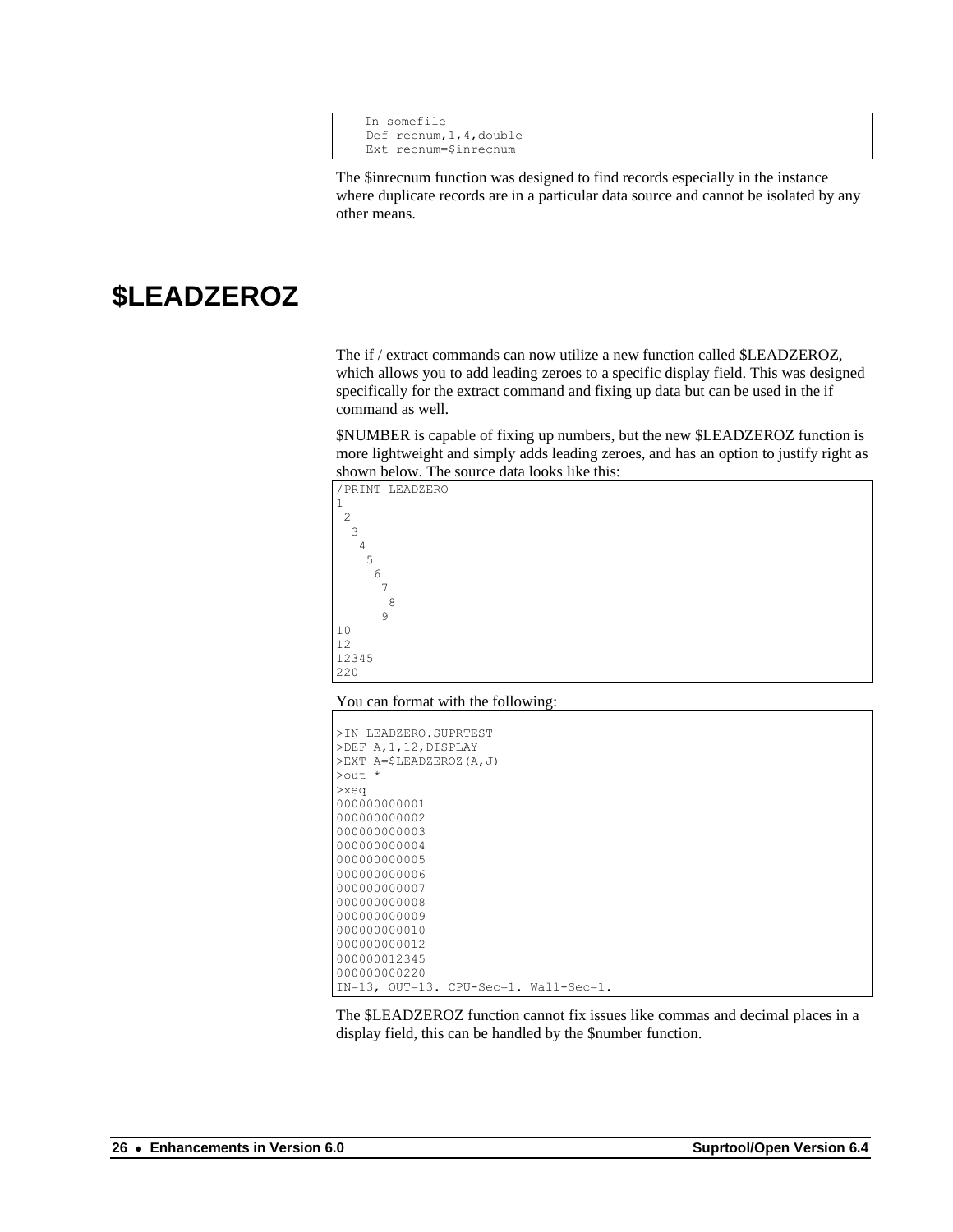```
In somefile
Def recnum,1,4,double
Ext recnum=$inrecnum
```

The $inrecnum function was designed to find records especially in the instance where duplicate records are in a particular data source and cannot be isolated by any other means.

## $LEADZEROZ

The if / extract commands can now utilize a new function called $LEADZEROZ, which allows you to add leading zeroes to a specific display field. This was designed specifically for the extract command and fixing up data but can be used in the if command as well.

$NUMBER is capable of fixing up numbers, but the new $LEADZEROZ function is more lightweight and simply adds leading zeroes, and has an option to justify right as shown below. The source data looks like this:

```
/PRINT LEADZERO
1
 2
  3
   4
    5
     6
      7
       8
      9
10
12
12345
220
```

You can format with the following:

```
>IN LEADZERO.SUPRTEST
>DEF A,1,12,DISPLAY
>EXT A=$LEADZEROZ(A,J)
>out *
>xeq
000000000001
000000000002
000000000003
000000000004
000000000005
000000000006
000000000007
000000000008
000000000009
000000000010
000000000012
000000012345
000000000220
IN=13, OUT=13. CPU-Sec=1. Wall-Sec=1.
```

The $LEADZEROZ function cannot fix issues like commas and decimal places in a display field, this can be handled by the $number function.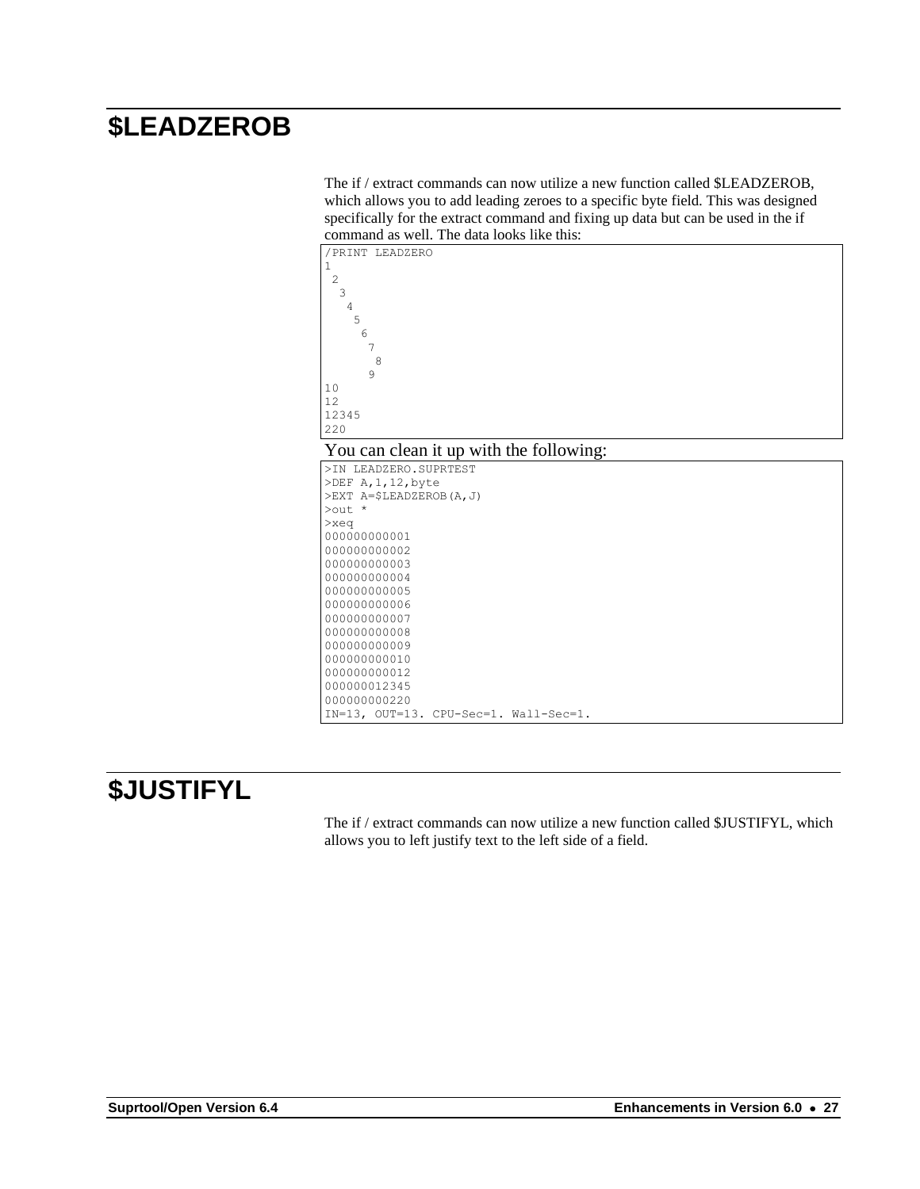# $LEADZEROB

The if / extract commands can now utilize a new function called $LEADZEROB, which allows you to add leading zeroes to a specific byte field. This was designed specifically for the extract command and fixing up data but can be used in the if command as well. The data looks like this:

```
/PRINT LEADZERO
1
 2
  3
   4
    5
     6
      7
       8
      9
10
12
12345
220
```

You can clean it up with the following:

```
>IN LEADZERO.SUPRTEST
>DEF A,1,12,byte
>EXT A=$LEADZEROB(A,J)
>out *
>xeq
000000000001
000000000002
000000000003
000000000004
000000000005
000000000006
000000000007
000000000008
000000000009
000000000010
000000000012
000000012345
000000000220
IN=13, OUT=13. CPU-Sec=1. Wall-Sec=1.
```

# $JUSTIFYL

The if / extract commands can now utilize a new function called $JUSTIFYL, which allows you to left justify text to the left side of a field.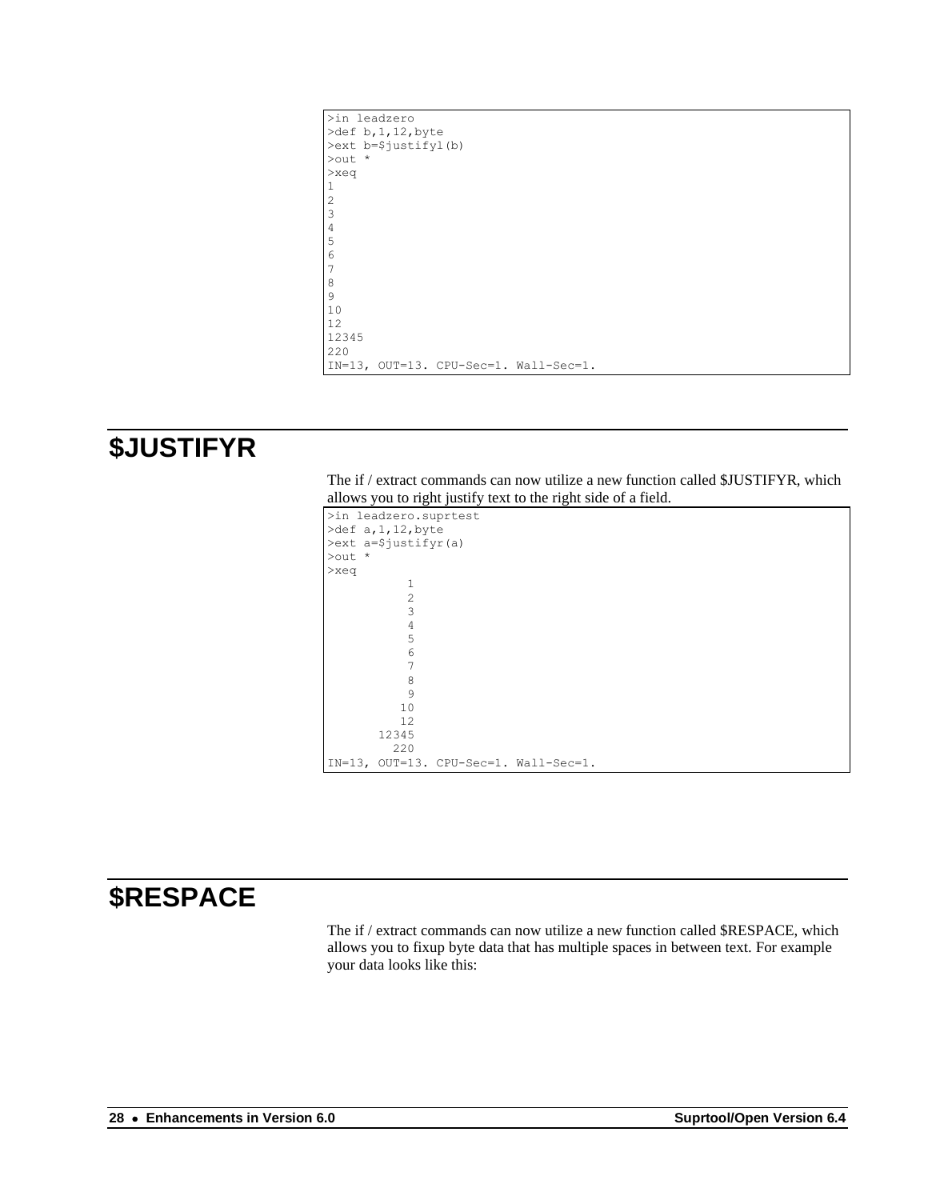```
>in leadzero
>def b,1,12,byte
>ext b=$justifyl(b)
>out *
>xeq
1
2
3
4
5
6
7
8
9
10
12
12345
220
IN=13, OUT=13. CPU-Sec=1. Wall-Sec=1.
```

# $JUSTIFYR

The if / extract commands can now utilize a new function called $JUSTIFYR, which allows you to right justify text to the right side of a field.

```
>in leadzero.suprtest
>def a,1,12,byte
>ext a=$justifyr(a)
>out *
>xeq
           1
           2
           3
           4
           5
           6
           7
           8
           9
          10
          12
       12345
         220
IN=13, OUT=13. CPU-Sec=1. Wall-Sec=1.
```

# $RESPACE

The if / extract commands can now utilize a new function called $RESPACE, which allows you to fixup byte data that has multiple spaces in between text. For example your data looks like this: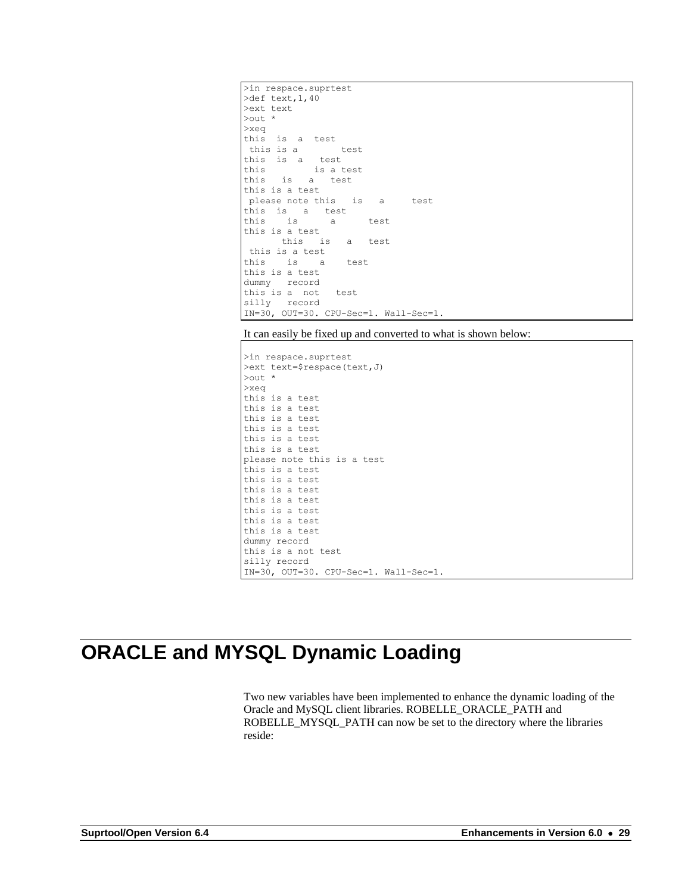```
>in respace.suprtest
>def text,1,40
>ext text
>out *
>xeq
this  is  a  test
 this is a        test
this  is  a   test
this         is a test
this   is   a   test
this is a test
 please note this   is   a     test
this  is   a   test
this    is      a      test
this is a test
       this   is   a   test
 this is a test
this    is    a    test
this is a test
dummy   record
this is a  not   test
silly   record
IN=30, OUT=30. CPU-Sec=1. Wall-Sec=1.
```

It can easily be fixed up and converted to what is shown below:

```
>in respace.suprtest
>ext text=$respace(text,J)
>out *
>xeq
this is a test
this is a test
this is a test
this is a test
this is a test
this is a test
please note this is a test
this is a test
this is a test
this is a test
this is a test
this is a test
this is a test
this is a test
dummy record
this is a not test
silly record
IN=30, OUT=30. CPU-Sec=1. Wall-Sec=1.
```

# ORACLE and MYSQL Dynamic Loading

Two new variables have been implemented to enhance the dynamic loading of the Oracle and MySQL client libraries. ROBELLE_ORACLE_PATH and ROBELLE_MYSQL_PATH can now be set to the directory where the libraries reside: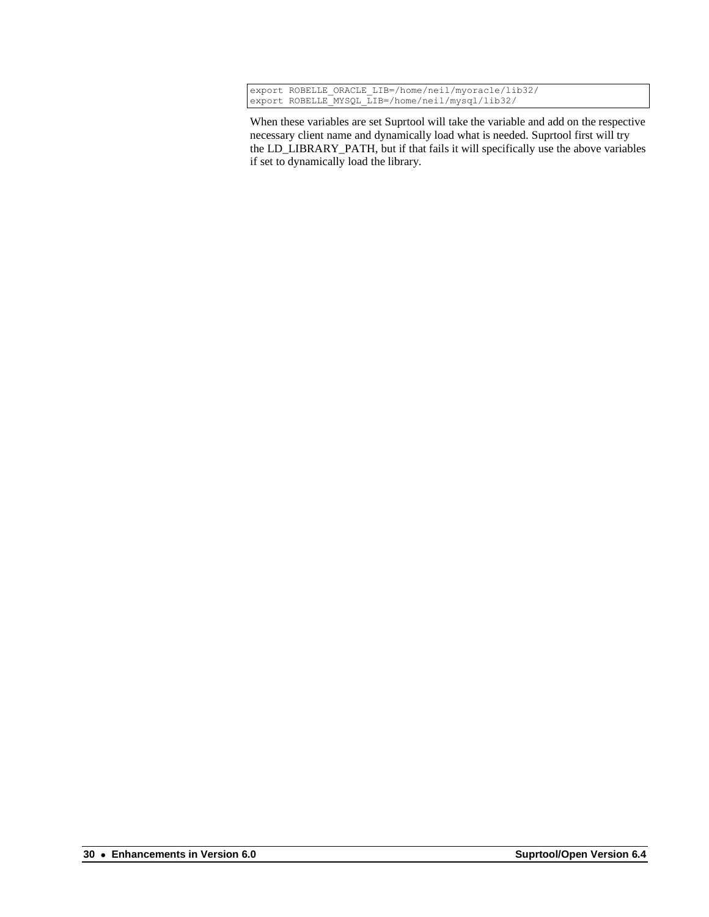```
export ROBELLE_ORACLE_LIB=/home/neil/myoracle/lib32/
export ROBELLE_MYSQL_LIB=/home/neil/mysql/lib32/
```

When these variables are set Suprtool will take the variable and add on the respective necessary client name and dynamically load what is needed. Suprtool first will try the LD_LIBRARY_PATH, but if that fails it will specifically use the above variables if set to dynamically load the library.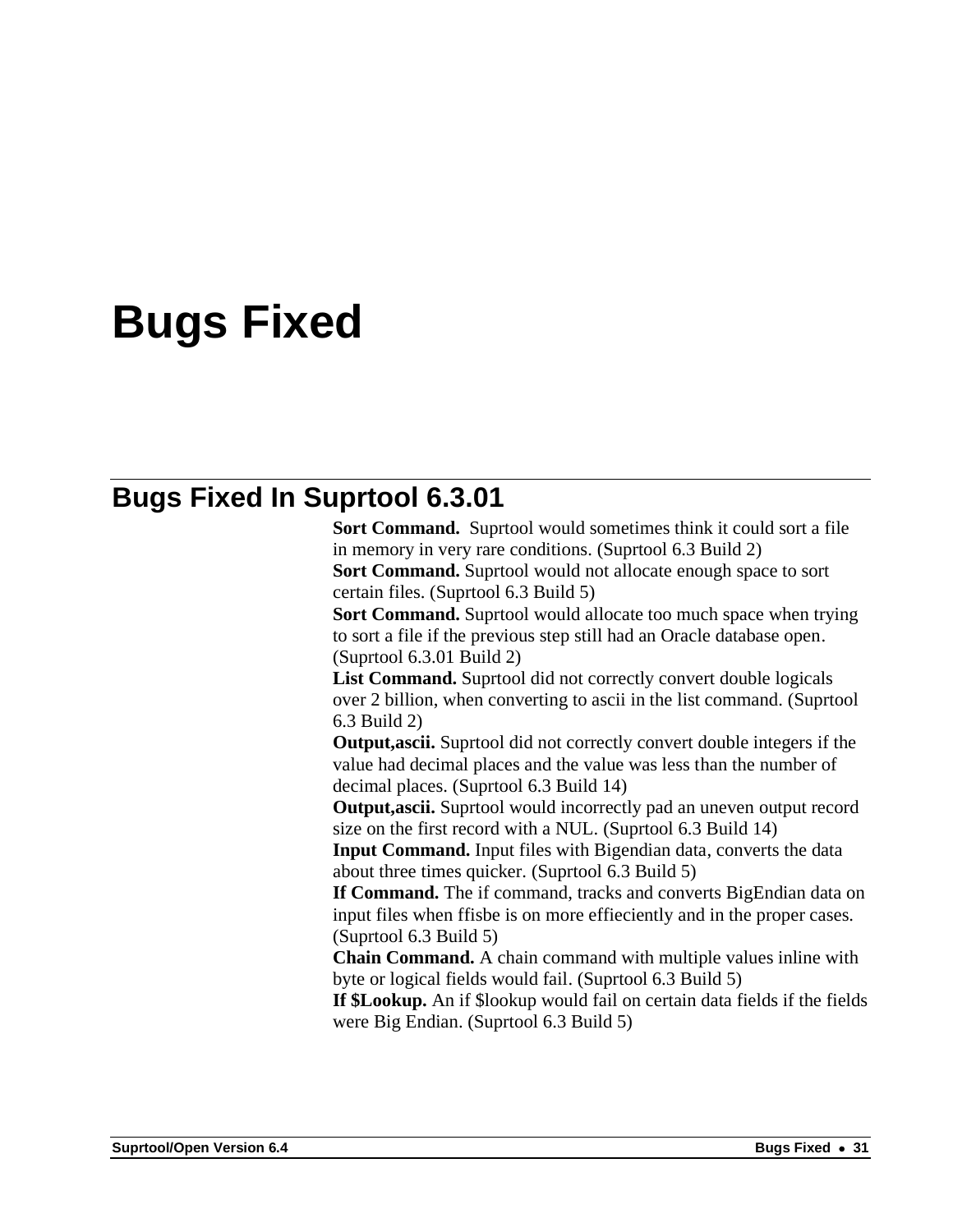# Bugs Fixed

## Bugs Fixed In Suprtool 6.3.01

**Sort Command.** Suprtool would sometimes think it could sort a file in memory in very rare conditions. (Suprtool 6.3 Build 2)

**Sort Command.** Suprtool would not allocate enough space to sort certain files. (Suprtool 6.3 Build 5)

**Sort Command.** Suprtool would allocate too much space when trying to sort a file if the previous step still had an Oracle database open. (Suprtool 6.3.01 Build 2)

**List Command.** Suprtool did not correctly convert double logicals over 2 billion, when converting to ascii in the list command. (Suprtool 6.3 Build 2)

**Output,ascii.** Suprtool did not correctly convert double integers if the value had decimal places and the value was less than the number of decimal places. (Suprtool 6.3 Build 14)

**Output,ascii.** Suprtool would incorrectly pad an uneven output record size on the first record with a NUL. (Suprtool 6.3 Build 14)

**Input Command.** Input files with Bigendian data, converts the data about three times quicker. (Suprtool 6.3 Build 5)

**If Command.** The if command, tracks and converts BigEndian data on input files when ffisbe is on more effieciently and in the proper cases. (Suprtool 6.3 Build 5)

**Chain Command.** A chain command with multiple values inline with byte or logical fields would fail. (Suprtool 6.3 Build 5)

**If $Lookup.** An if $lookup would fail on certain data fields if the fields were Big Endian. (Suprtool 6.3 Build 5)